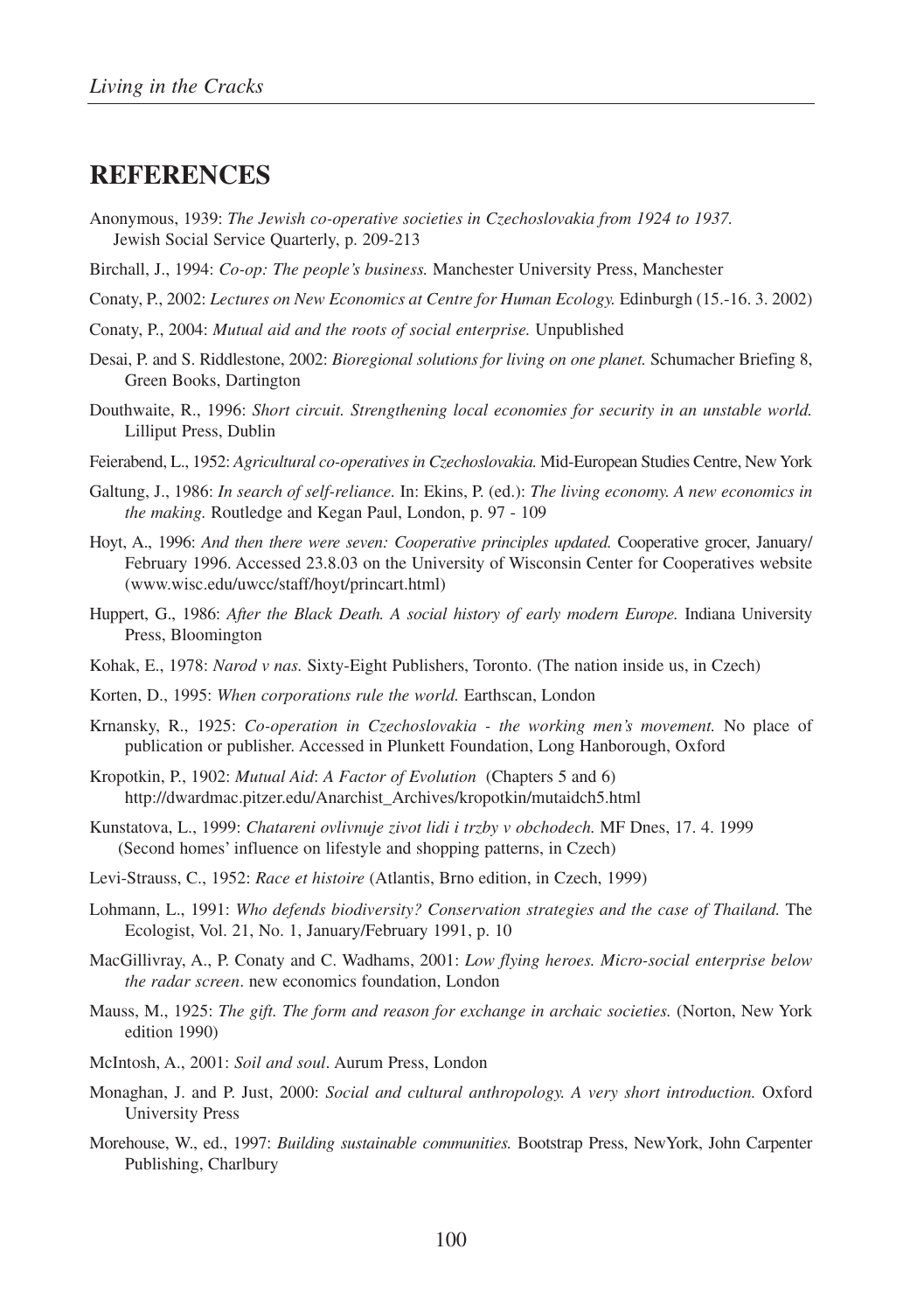## REFERENCES

Anonymous, 1939: *The Jewish co-operative societies in Czechoslovakia from 1924 to 1937.* Jewish Social Service Quarterly, p. 209-213

Birchall, J., 1994: *Co-op: The people's business.* Manchester University Press, Manchester

Conaty, P., 2002: *Lectures on New Economics at Centre for Human Ecology.* Edinburgh (15.-16. 3. 2002)

Conaty, P., 2004: *Mutual aid and the roots of social enterprise.* Unpublished

Desai, P. and S. Riddlestone, 2002: *Bioregional solutions for living on one planet.* Schumacher Briefing 8, Green Books, Dartington

Douthwaite, R., 1996: *Short circuit. Strengthening local economies for security in an unstable world.* Lilliput Press, Dublin

Feierabend, L., 1952: *Agricultural co-operatives in Czechoslovakia.* Mid-European Studies Centre, New York

Galtung, J., 1986: *In search of self-reliance.* In: Ekins, P. (ed.): *The living economy. A new economics in the making.* Routledge and Kegan Paul, London, p. 97 - 109

Hoyt, A., 1996: *And then there were seven: Cooperative principles updated.* Cooperative grocer, January/February 1996. Accessed 23.8.03 on the University of Wisconsin Center for Cooperatives website (www.wisc.edu/uwcc/staff/hoyt/princart.html)

Huppert, G., 1986: *After the Black Death. A social history of early modern Europe.* Indiana University Press, Bloomington

Kohak, E., 1978: *Narod v nas.* Sixty-Eight Publishers, Toronto. (The nation inside us, in Czech)

Korten, D., 1995: *When corporations rule the world.* Earthscan, London

Krnansky, R., 1925: *Co-operation in Czechoslovakia - the working men's movement.* No place of publication or publisher. Accessed in Plunkett Foundation, Long Hanborough, Oxford

Kropotkin, P., 1902: *Mutual Aid*: *A Factor of Evolution* (Chapters 5 and 6) http://dwardmac.pitzer.edu/Anarchist_Archives/kropotkin/mutaidch5.html

Kunstatova, L., 1999: *Chatareni ovlivnuje zivot lidi i trzby v obchodech.* MF Dnes, 17. 4. 1999 (Second homes' influence on lifestyle and shopping patterns, in Czech)

Levi-Strauss, C., 1952: *Race et histoire* (Atlantis, Brno edition, in Czech, 1999)

Lohmann, L., 1991: *Who defends biodiversity? Conservation strategies and the case of Thailand.* The Ecologist, Vol. 21, No. 1, January/February 1991, p. 10

MacGillivray, A., P. Conaty and C. Wadhams, 2001: *Low flying heroes. Micro-social enterprise below the radar screen*. new economics foundation, London

Mauss, M., 1925: *The gift. The form and reason for exchange in archaic societies.* (Norton, New York edition 1990)

McIntosh, A., 2001: *Soil and soul*. Aurum Press, London

Monaghan, J. and P. Just, 2000: *Social and cultural anthropology. A very short introduction.* Oxford University Press

Morehouse, W., ed., 1997: *Building sustainable communities.* Bootstrap Press, NewYork, John Carpenter Publishing, Charlbury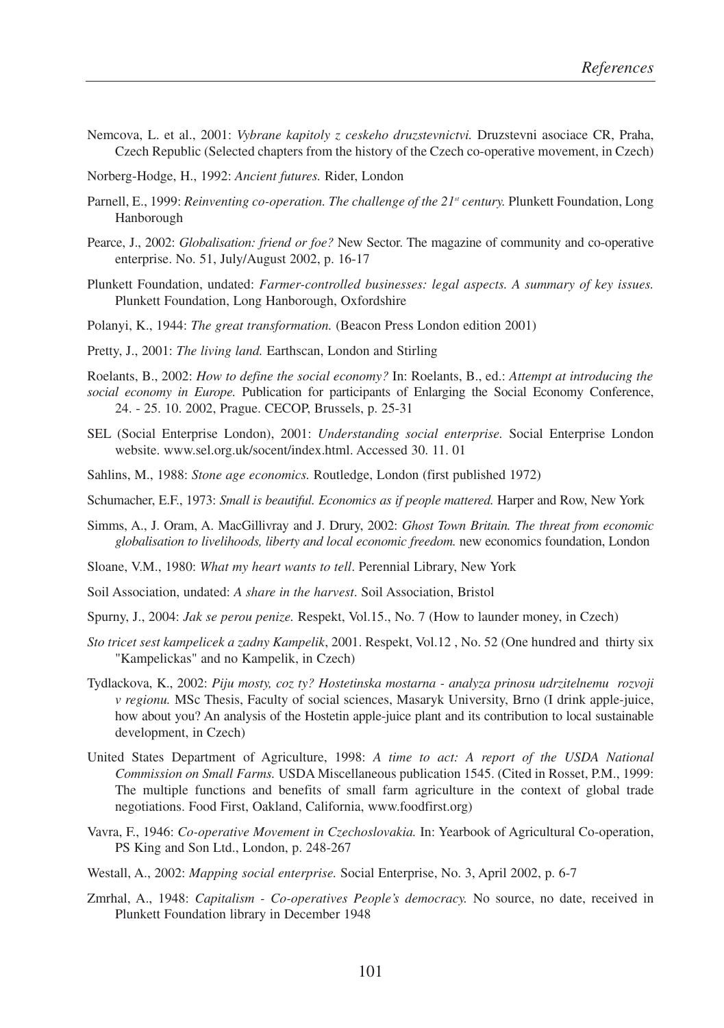Nemcova, L. et al., 2001: *Vybrane kapitoly z ceskeho druzstevnictvi.* Druzstevni asociace CR, Praha, Czech Republic (Selected chapters from the history of the Czech co-operative movement, in Czech)

Norberg-Hodge, H., 1992: *Ancient futures.* Rider, London

Parnell, E., 1999: *Reinventing co-operation. The challenge of the 21st century.* Plunkett Foundation, Long Hanborough

Pearce, J., 2002: *Globalisation: friend or foe?* New Sector. The magazine of community and co-operative enterprise. No. 51, July/August 2002, p. 16-17

Plunkett Foundation, undated: *Farmer-controlled businesses: legal aspects. A summary of key issues.* Plunkett Foundation, Long Hanborough, Oxfordshire

Polanyi, K., 1944: *The great transformation.* (Beacon Press London edition 2001)

Pretty, J., 2001: *The living land.* Earthscan, London and Stirling

Roelants, B., 2002: *How to define the social economy?* In: Roelants, B., ed.: *Attempt at introducing the social economy in Europe.* Publication for participants of Enlarging the Social Economy Conference, 24. - 25. 10. 2002, Prague. CECOP, Brussels, p. 25-31

SEL (Social Enterprise London), 2001: *Understanding social enterprise.* Social Enterprise London website. www.sel.org.uk/socent/index.html. Accessed 30. 11. 01

Sahlins, M., 1988: *Stone age economics.* Routledge, London (first published 1972)

Schumacher, E.F., 1973: *Small is beautiful. Economics as if people mattered.* Harper and Row, New York

Simms, A., J. Oram, A. MacGillivray and J. Drury, 2002: *Ghost Town Britain. The threat from economic globalisation to livelihoods, liberty and local economic freedom.* new economics foundation, London

Sloane, V.M., 1980: *What my heart wants to tell*. Perennial Library, New York

Soil Association, undated: *A share in the harvest*. Soil Association, Bristol

Spurny, J., 2004: *Jak se perou penize.* Respekt, Vol.15., No. 7 (How to launder money, in Czech)

*Sto tricet sest kampelicek a zadny Kampelik*, 2001. Respekt, Vol.12 , No. 52 (One hundred and thirty six "Kampelickas" and no Kampelik, in Czech)

Tydlackova, K., 2002: *Piju mosty, coz ty? Hostetinska mostarna - analyza prinosu udrzitelnemu rozvoji v regionu.* MSc Thesis, Faculty of social sciences, Masaryk University, Brno (I drink apple-juice, how about you? An analysis of the Hostetin apple-juice plant and its contribution to local sustainable development, in Czech)

United States Department of Agriculture, 1998: *A time to act: A report of the USDA National Commission on Small Farms.* USDA Miscellaneous publication 1545. (Cited in Rosset, P.M., 1999: The multiple functions and benefits of small farm agriculture in the context of global trade negotiations. Food First, Oakland, California, www.foodfirst.org)

Vavra, F., 1946: *Co-operative Movement in Czechoslovakia.* In: Yearbook of Agricultural Co-operation, PS King and Son Ltd., London, p. 248-267

Westall, A., 2002: *Mapping social enterprise.* Social Enterprise, No. 3, April 2002, p. 6-7

Zmrhal, A., 1948: *Capitalism - Co-operatives People's democracy.* No source, no date, received in Plunkett Foundation library in December 1948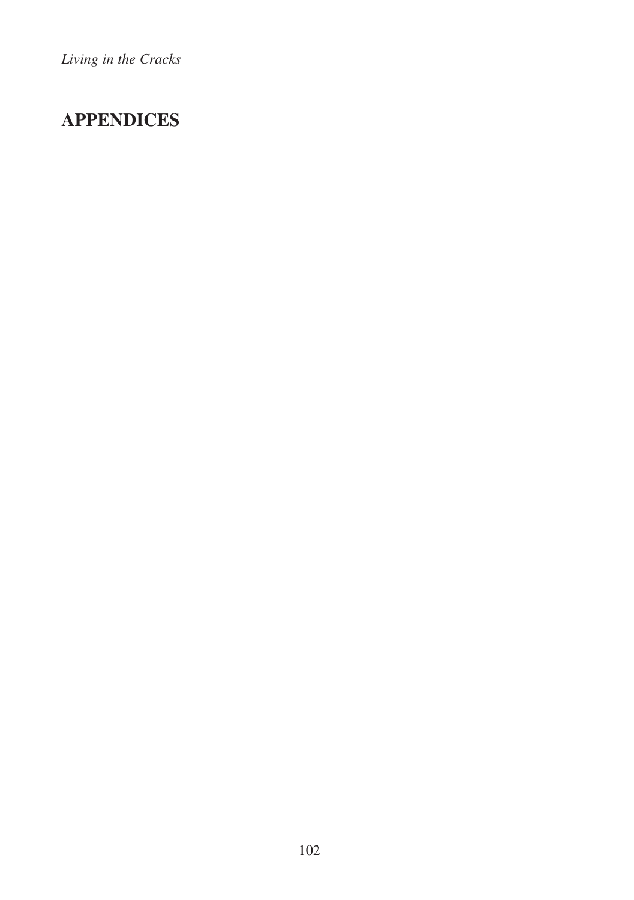# APPENDICES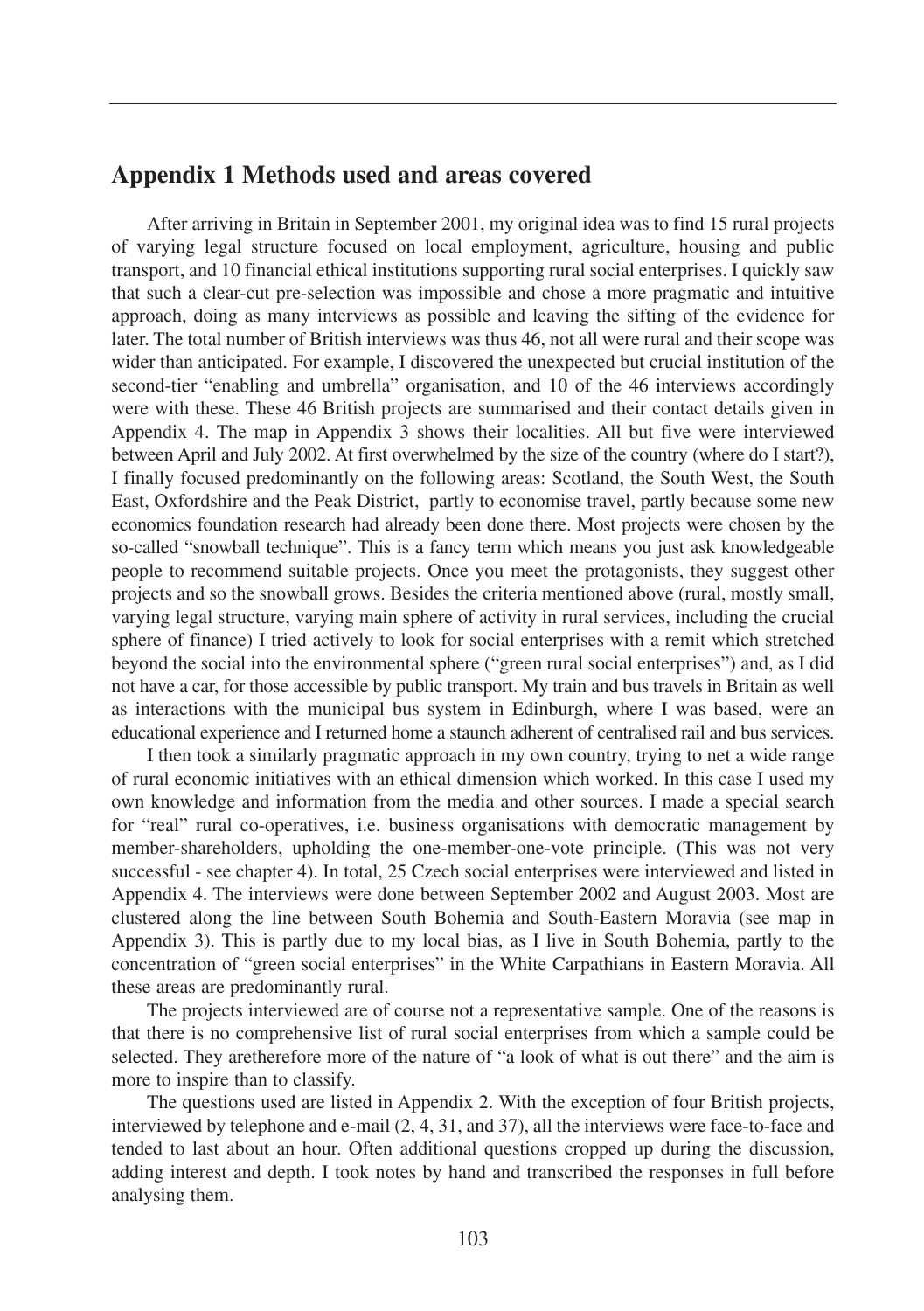## Appendix 1 Methods used and areas covered

After arriving in Britain in September 2001, my original idea was to find 15 rural projects of varying legal structure focused on local employment, agriculture, housing and public transport, and 10 financial ethical institutions supporting rural social enterprises. I quickly saw that such a clear-cut pre-selection was impossible and chose a more pragmatic and intuitive approach, doing as many interviews as possible and leaving the sifting of the evidence for later. The total number of British interviews was thus 46, not all were rural and their scope was wider than anticipated. For example, I discovered the unexpected but crucial institution of the second-tier "enabling and umbrella" organisation, and 10 of the 46 interviews accordingly were with these. These 46 British projects are summarised and their contact details given in Appendix 4. The map in Appendix 3 shows their localities. All but five were interviewed between April and July 2002. At first overwhelmed by the size of the country (where do I start?), I finally focused predominantly on the following areas: Scotland, the South West, the South East, Oxfordshire and the Peak District, partly to economise travel, partly because some new economics foundation research had already been done there. Most projects were chosen by the so-called "snowball technique". This is a fancy term which means you just ask knowledgeable people to recommend suitable projects. Once you meet the protagonists, they suggest other projects and so the snowball grows. Besides the criteria mentioned above (rural, mostly small, varying legal structure, varying main sphere of activity in rural services, including the crucial sphere of finance) I tried actively to look for social enterprises with a remit which stretched beyond the social into the environmental sphere ("green rural social enterprises") and, as I did not have a car, for those accessible by public transport. My train and bus travels in Britain as well as interactions with the municipal bus system in Edinburgh, where I was based, were an educational experience and I returned home a staunch adherent of centralised rail and bus services.

I then took a similarly pragmatic approach in my own country, trying to net a wide range of rural economic initiatives with an ethical dimension which worked. In this case I used my own knowledge and information from the media and other sources. I made a special search for "real" rural co-operatives, i.e. business organisations with democratic management by member-shareholders, upholding the one-member-one-vote principle. (This was not very successful - see chapter 4). In total, 25 Czech social enterprises were interviewed and listed in Appendix 4. The interviews were done between September 2002 and August 2003. Most are clustered along the line between South Bohemia and South-Eastern Moravia (see map in Appendix 3). This is partly due to my local bias, as I live in South Bohemia, partly to the concentration of "green social enterprises" in the White Carpathians in Eastern Moravia. All these areas are predominantly rural.

The projects interviewed are of course not a representative sample. One of the reasons is that there is no comprehensive list of rural social enterprises from which a sample could be selected. They aretherefore more of the nature of "a look of what is out there" and the aim is more to inspire than to classify.

The questions used are listed in Appendix 2. With the exception of four British projects, interviewed by telephone and e-mail (2, 4, 31, and 37), all the interviews were face-to-face and tended to last about an hour. Often additional questions cropped up during the discussion, adding interest and depth. I took notes by hand and transcribed the responses in full before analysing them.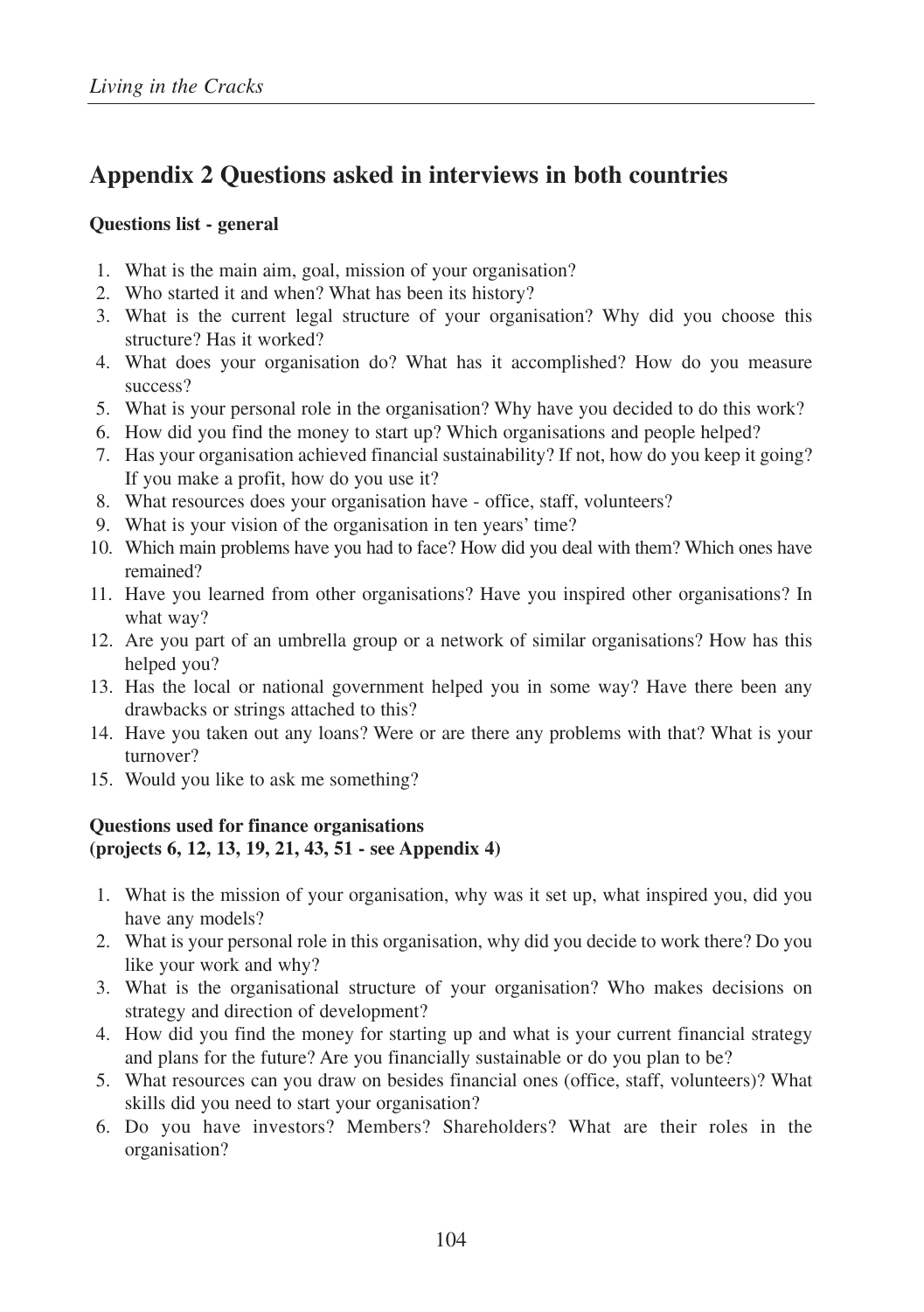## Appendix 2 Questions asked in interviews in both countries

**Questions list - general**

1. What is the main aim, goal, mission of your organisation?
2. Who started it and when? What has been its history?
3. What is the current legal structure of your organisation? Why did you choose this structure? Has it worked?
4. What does your organisation do? What has it accomplished? How do you measure success?
5. What is your personal role in the organisation? Why have you decided to do this work?
6. How did you find the money to start up? Which organisations and people helped?
7. Has your organisation achieved financial sustainability? If not, how do you keep it going? If you make a profit, how do you use it?
8. What resources does your organisation have - office, staff, volunteers?
9. What is your vision of the organisation in ten years' time?
10. Which main problems have you had to face? How did you deal with them? Which ones have remained?
11. Have you learned from other organisations? Have you inspired other organisations? In what way?
12. Are you part of an umbrella group or a network of similar organisations? How has this helped you?
13. Has the local or national government helped you in some way? Have there been any drawbacks or strings attached to this?
14. Have you taken out any loans? Were or are there any problems with that? What is your turnover?
15. Would you like to ask me something?

**Questions used for finance organisations (projects 6, 12, 13, 19, 21, 43, 51 - see Appendix 4)**

1. What is the mission of your organisation, why was it set up, what inspired you, did you have any models?
2. What is your personal role in this organisation, why did you decide to work there? Do you like your work and why?
3. What is the organisational structure of your organisation? Who makes decisions on strategy and direction of development?
4. How did you find the money for starting up and what is your current financial strategy and plans for the future? Are you financially sustainable or do you plan to be?
5. What resources can you draw on besides financial ones (office, staff, volunteers)? What skills did you need to start your organisation?
6. Do you have investors? Members? Shareholders? What are their roles in the organisation?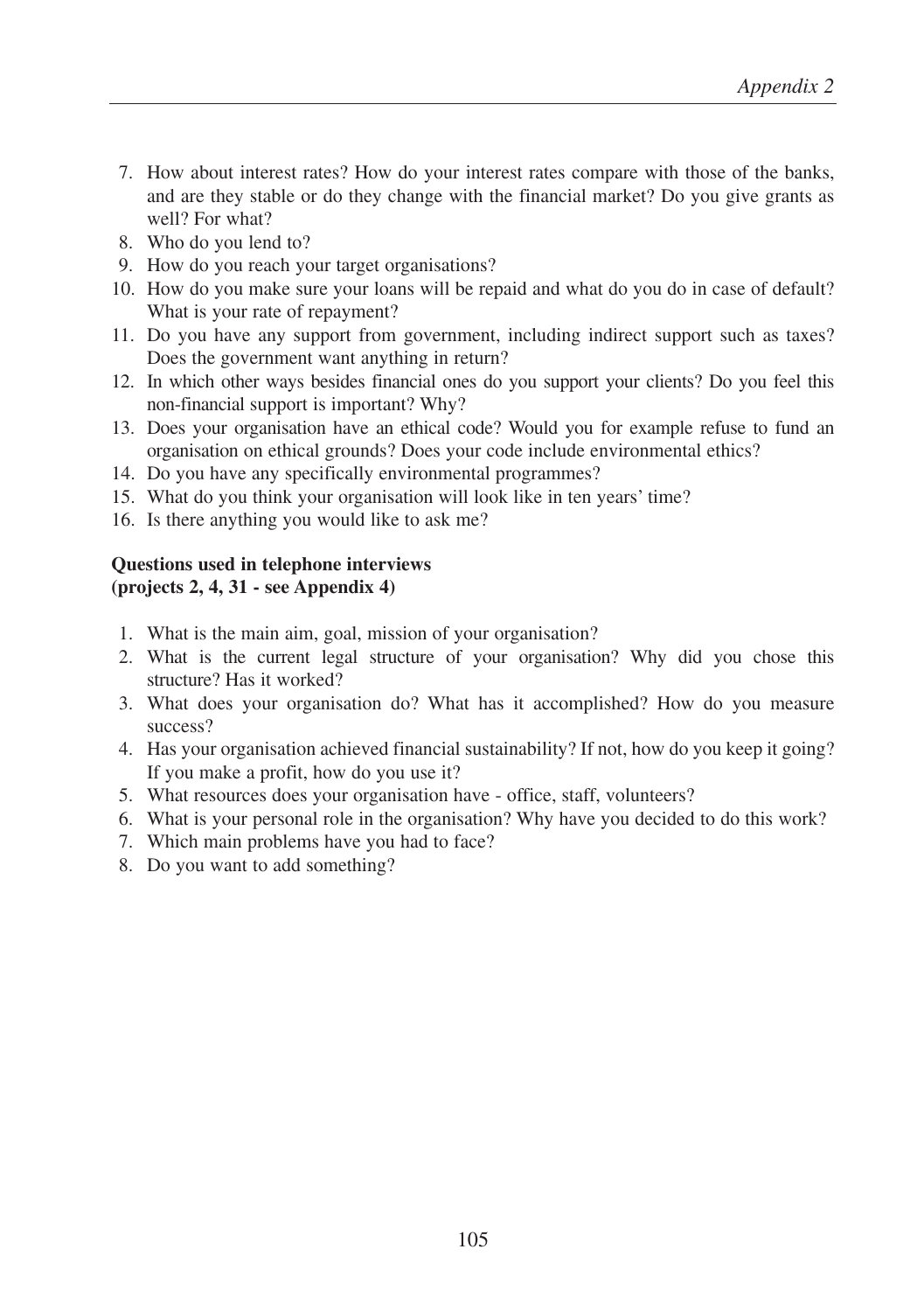7. How about interest rates? How do your interest rates compare with those of the banks, and are they stable or do they change with the financial market? Do you give grants as well? For what?
8. Who do you lend to?
9. How do you reach your target organisations?
10. How do you make sure your loans will be repaid and what do you do in case of default? What is your rate of repayment?
11. Do you have any support from government, including indirect support such as taxes? Does the government want anything in return?
12. In which other ways besides financial ones do you support your clients? Do you feel this non-financial support is important? Why?
13. Does your organisation have an ethical code? Would you for example refuse to fund an organisation on ethical grounds? Does your code include environmental ethics?
14. Do you have any specifically environmental programmes?
15. What do you think your organisation will look like in ten years' time?
16. Is there anything you would like to ask me?

**Questions used in telephone interviews (projects 2, 4, 31 - see Appendix 4)**

1. What is the main aim, goal, mission of your organisation?
2. What is the current legal structure of your organisation? Why did you chose this structure? Has it worked?
3. What does your organisation do? What has it accomplished? How do you measure success?
4. Has your organisation achieved financial sustainability? If not, how do you keep it going? If you make a profit, how do you use it?
5. What resources does your organisation have - office, staff, volunteers?
6. What is your personal role in the organisation? Why have you decided to do this work?
7. Which main problems have you had to face?
8. Do you want to add something?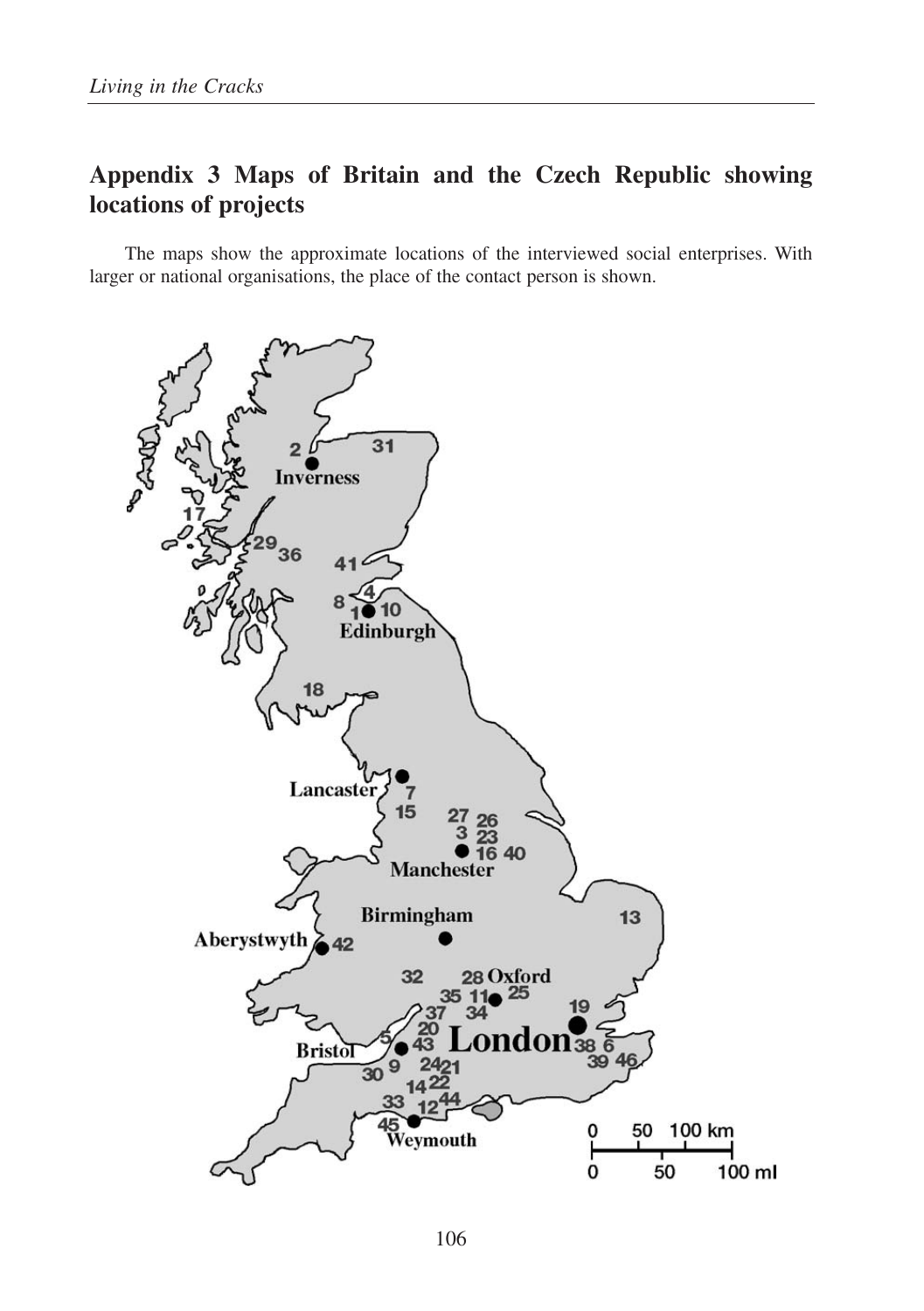## Appendix 3 Maps of Britain and the Czech Republic showing locations of projects

The maps show the approximate locations of the interviewed social enterprises. With larger or national organisations, the place of the contact person is shown.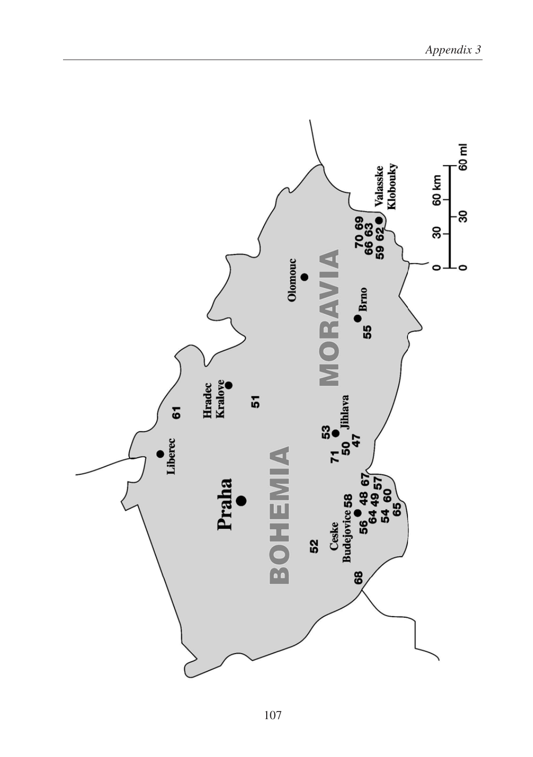BOHEMIA

MORAVIA

Praha

Liberec

Hradec Kralove

Olomouc

Brno

Jihlava

Ceske Budejovice

Valasske Klobouky

61 51 53 71 50 47 52 68 58 48 67 56 64 49 57 54 60 65 55 70 69 66 63 59 62

0 30 60 km

0 30 60 ml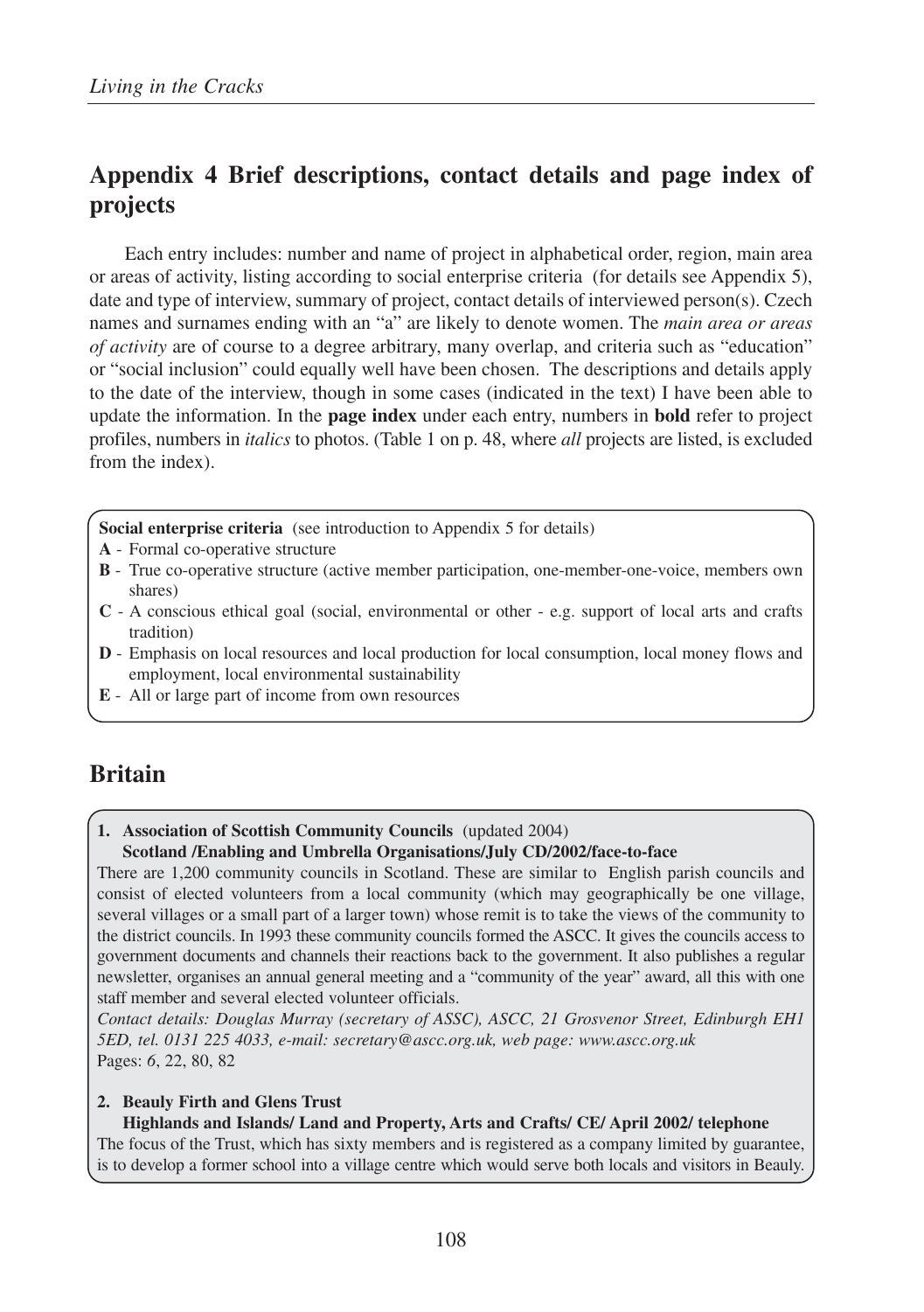## Appendix 4 Brief descriptions, contact details and page index of projects

Each entry includes: number and name of project in alphabetical order, region, main area or areas of activity, listing according to social enterprise criteria (for details see Appendix 5), date and type of interview, summary of project, contact details of interviewed person(s). Czech names and surnames ending with an "a" are likely to denote women. The *main area or areas of activity* are of course to a degree arbitrary, many overlap, and criteria such as "education" or "social inclusion" could equally well have been chosen. The descriptions and details apply to the date of the interview, though in some cases (indicated in the text) I have been able to update the information. In the **page index** under each entry, numbers in **bold** refer to project profiles, numbers in *italics* to photos. (Table 1 on p. 48, where *all* projects are listed, is excluded from the index).

**Social enterprise criteria** (see introduction to Appendix 5 for details)

- **A** - Formal co-operative structure
- **B** - True co-operative structure (active member participation, one-member-one-voice, members own shares)
- **C** - A conscious ethical goal (social, environmental or other - e.g. support of local arts and crafts tradition)
- **D** - Emphasis on local resources and local production for local consumption, local money flows and employment, local environmental sustainability
- **E** - All or large part of income from own resources

## Britain

**1. Association of Scottish Community Councils** (updated 2004)
**Scotland /Enabling and Umbrella Organisations/July CD/2002/face-to-face**

There are 1,200 community councils in Scotland. These are similar to English parish councils and consist of elected volunteers from a local community (which may geographically be one village, several villages or a small part of a larger town) whose remit is to take the views of the community to the district councils. In 1993 these community councils formed the ASCC. It gives the councils access to government documents and channels their reactions back to the government. It also publishes a regular newsletter, organises an annual general meeting and a "community of the year" award, all this with one staff member and several elected volunteer officials.

*Contact details: Douglas Murray (secretary of ASSC), ASCC, 21 Grosvenor Street, Edinburgh EH1 5ED, tel. 0131 225 4033, e-mail: secretary@ascc.org.uk, web page: www.ascc.org.uk*

Pages: *6*, 22, 80, 82

**2. Beauly Firth and Glens Trust**
**Highlands and Islands/ Land and Property, Arts and Crafts/ CE/ April 2002/ telephone**

The focus of the Trust, which has sixty members and is registered as a company limited by guarantee, is to develop a former school into a village centre which would serve both locals and visitors in Beauly.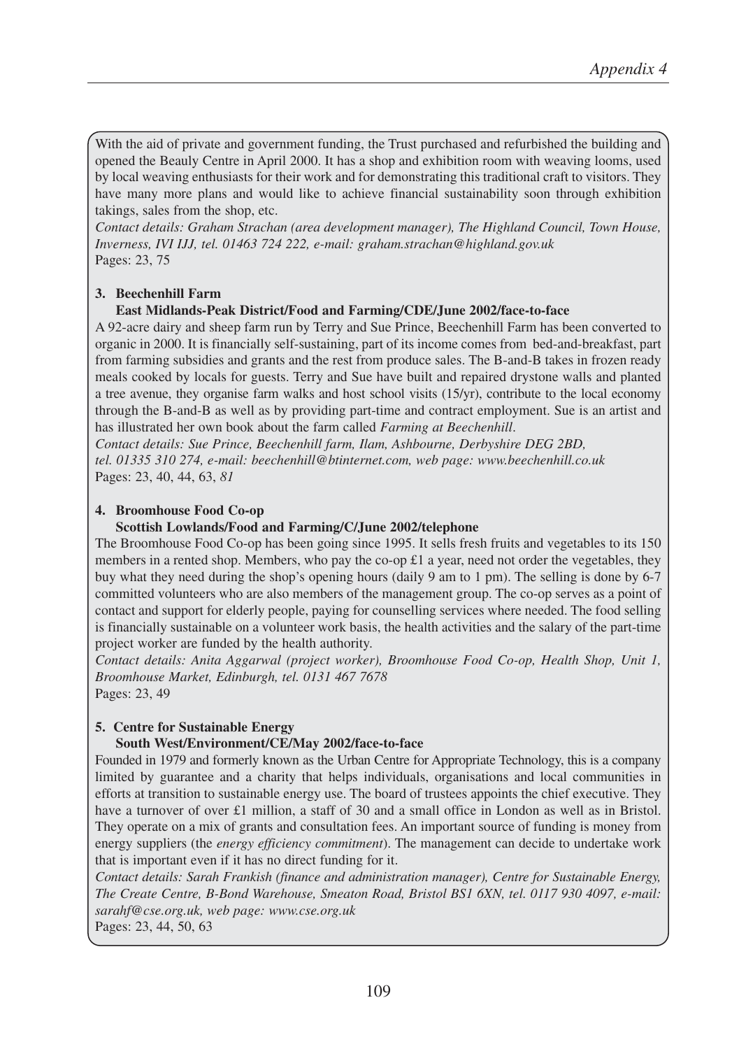With the aid of private and government funding, the Trust purchased and refurbished the building and opened the Beauly Centre in April 2000. It has a shop and exhibition room with weaving looms, used by local weaving enthusiasts for their work and for demonstrating this traditional craft to visitors. They have many more plans and would like to achieve financial sustainability soon through exhibition takings, sales from the shop, etc.

*Contact details: Graham Strachan (area development manager), The Highland Council, Town House, Inverness, IVI IJJ, tel. 01463 724 222, e-mail: graham.strachan@highland.gov.uk*

Pages: 23, 75

**3. Beechenhill Farm**

**East Midlands-Peak District/Food and Farming/CDE/June 2002/face-to-face**

A 92-acre dairy and sheep farm run by Terry and Sue Prince, Beechenhill Farm has been converted to organic in 2000. It is financially self-sustaining, part of its income comes from bed-and-breakfast, part from farming subsidies and grants and the rest from produce sales. The B-and-B takes in frozen ready meals cooked by locals for guests. Terry and Sue have built and repaired drystone walls and planted a tree avenue, they organise farm walks and host school visits (15/yr), contribute to the local economy through the B-and-B as well as by providing part-time and contract employment. Sue is an artist and has illustrated her own book about the farm called *Farming at Beechenhill*.

*Contact details: Sue Prince, Beechenhill farm, Ilam, Ashbourne, Derbyshire DEG 2BD, tel. 01335 310 274, e-mail: beechenhill@btinternet.com, web page: www.beechenhill.co.uk*

Pages: 23, 40, 44, 63, *81*

**4. Broomhouse Food Co-op**

**Scottish Lowlands/Food and Farming/C/June 2002/telephone**

The Broomhouse Food Co-op has been going since 1995. It sells fresh fruits and vegetables to its 150 members in a rented shop. Members, who pay the co-op £1 a year, need not order the vegetables, they buy what they need during the shop's opening hours (daily 9 am to 1 pm). The selling is done by 6-7 committed volunteers who are also members of the management group. The co-op serves as a point of contact and support for elderly people, paying for counselling services where needed. The food selling is financially sustainable on a volunteer work basis, the health activities and the salary of the part-time project worker are funded by the health authority.

*Contact details: Anita Aggarwal (project worker), Broomhouse Food Co-op, Health Shop, Unit 1, Broomhouse Market, Edinburgh, tel. 0131 467 7678*

Pages: 23, 49

**5. Centre for Sustainable Energy**

**South West/Environment/CE/May 2002/face-to-face**

Founded in 1979 and formerly known as the Urban Centre for Appropriate Technology, this is a company limited by guarantee and a charity that helps individuals, organisations and local communities in efforts at transition to sustainable energy use. The board of trustees appoints the chief executive. They have a turnover of over £1 million, a staff of 30 and a small office in London as well as in Bristol. They operate on a mix of grants and consultation fees. An important source of funding is money from energy suppliers (the *energy efficiency commitment*). The management can decide to undertake work that is important even if it has no direct funding for it.

*Contact details: Sarah Frankish (finance and administration manager), Centre for Sustainable Energy, The Create Centre, B-Bond Warehouse, Smeaton Road, Bristol BS1 6XN, tel. 0117 930 4097, e-mail: sarahf@cse.org.uk, web page: www.cse.org.uk*

Pages: 23, 44, 50, 63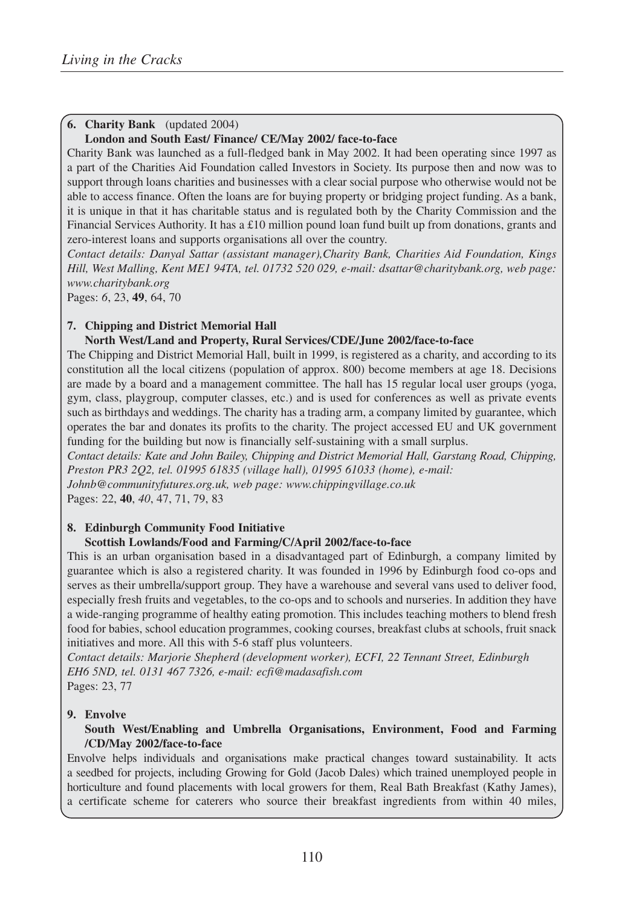**6. Charity Bank** (updated 2004)

**London and South East/ Finance/ CE/May 2002/ face-to-face**

Charity Bank was launched as a full-fledged bank in May 2002. It had been operating since 1997 as a part of the Charities Aid Foundation called Investors in Society. Its purpose then and now was to support through loans charities and businesses with a clear social purpose who otherwise would not be able to access finance. Often the loans are for buying property or bridging project funding. As a bank, it is unique in that it has charitable status and is regulated both by the Charity Commission and the Financial Services Authority. It has a £10 million pound loan fund built up from donations, grants and zero-interest loans and supports organisations all over the country.

*Contact details: Danyal Sattar (assistant manager),Charity Bank, Charities Aid Foundation, Kings Hill, West Malling, Kent ME1 94TA, tel. 01732 520 029, e-mail: dsattar@charitybank.org, web page: www.charitybank.org*

Pages: *6*, 23, **49**, 64, 70

**7. Chipping and District Memorial Hall**

**North West/Land and Property, Rural Services/CDE/June 2002/face-to-face**

The Chipping and District Memorial Hall, built in 1999, is registered as a charity, and according to its constitution all the local citizens (population of approx. 800) become members at age 18. Decisions are made by a board and a management committee. The hall has 15 regular local user groups (yoga, gym, class, playgroup, computer classes, etc.) and is used for conferences as well as private events such as birthdays and weddings. The charity has a trading arm, a company limited by guarantee, which operates the bar and donates its profits to the charity. The project accessed EU and UK government funding for the building but now is financially self-sustaining with a small surplus.

*Contact details: Kate and John Bailey, Chipping and District Memorial Hall, Garstang Road, Chipping, Preston PR3 2Q2, tel. 01995 61835 (village hall), 01995 61033 (home), e-mail: Johnb@communityfutures.org.uk, web page: www.chippingvillage.co.uk*

Pages: 22, **40**, *40*, 47, 71, 79, 83

**8. Edinburgh Community Food Initiative**

**Scottish Lowlands/Food and Farming/C/April 2002/face-to-face**

This is an urban organisation based in a disadvantaged part of Edinburgh, a company limited by guarantee which is also a registered charity. It was founded in 1996 by Edinburgh food co-ops and serves as their umbrella/support group. They have a warehouse and several vans used to deliver food, especially fresh fruits and vegetables, to the co-ops and to schools and nurseries. In addition they have a wide-ranging programme of healthy eating promotion. This includes teaching mothers to blend fresh food for babies, school education programmes, cooking courses, breakfast clubs at schools, fruit snack initiatives and more. All this with 5-6 staff plus volunteers.

*Contact details: Marjorie Shepherd (development worker), ECFI, 22 Tennant Street, Edinburgh EH6 5ND, tel. 0131 467 7326, e-mail: ecfi@madasafish.com*

Pages: 23, 77

**9. Envolve**

**South West/Enabling and Umbrella Organisations, Environment, Food and Farming /CD/May 2002/face-to-face**

Envolve helps individuals and organisations make practical changes toward sustainability. It acts a seedbed for projects, including Growing for Gold (Jacob Dales) which trained unemployed people in horticulture and found placements with local growers for them, Real Bath Breakfast (Kathy James), a certificate scheme for caterers who source their breakfast ingredients from within 40 miles,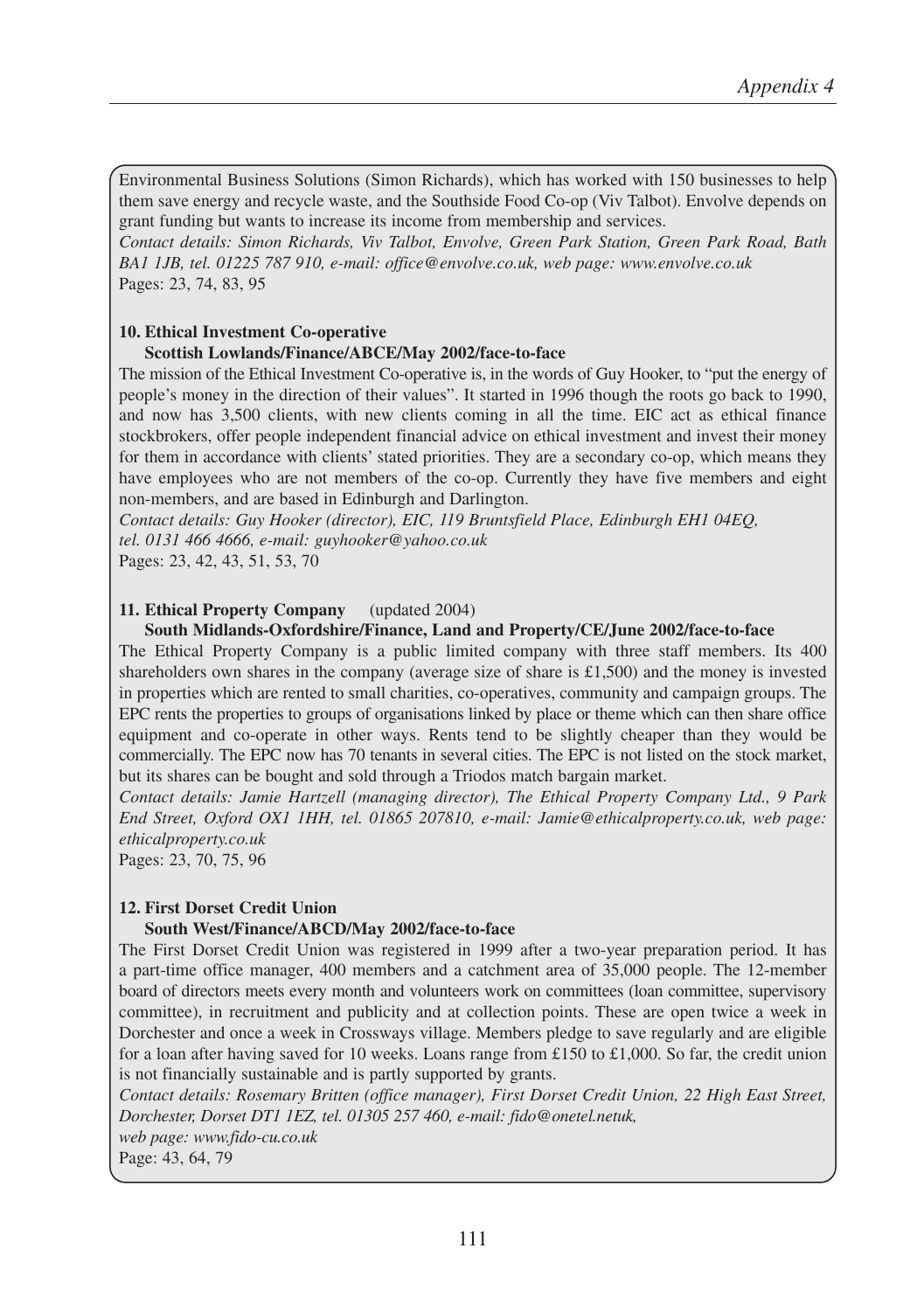Environmental Business Solutions (Simon Richards), which has worked with 150 businesses to help them save energy and recycle waste, and the Southside Food Co-op (Viv Talbot). Envolve depends on grant funding but wants to increase its income from membership and services.

*Contact details: Simon Richards, Viv Talbot, Envolve, Green Park Station, Green Park Road, Bath BA1 1JB, tel. 01225 787 910, e-mail: office@envolve.co.uk, web page: www.envolve.co.uk*

Pages: 23, 74, 83, 95

**10. Ethical Investment Co-operative**

**Scottish Lowlands/Finance/ABCE/May 2002/face-to-face**

The mission of the Ethical Investment Co-operative is, in the words of Guy Hooker, to "put the energy of people's money in the direction of their values". It started in 1996 though the roots go back to 1990, and now has 3,500 clients, with new clients coming in all the time. EIC act as ethical finance stockbrokers, offer people independent financial advice on ethical investment and invest their money for them in accordance with clients' stated priorities. They are a secondary co-op, which means they have employees who are not members of the co-op. Currently they have five members and eight non-members, and are based in Edinburgh and Darlington.

*Contact details: Guy Hooker (director), EIC, 119 Bruntsfield Place, Edinburgh EH1 04EQ, tel. 0131 466 4666, e-mail: guyhooker@yahoo.co.uk*

Pages: 23, 42, 43, 51, 53, 70

**11. Ethical Property Company** (updated 2004)

**South Midlands-Oxfordshire/Finance, Land and Property/CE/June 2002/face-to-face**

The Ethical Property Company is a public limited company with three staff members. Its 400 shareholders own shares in the company (average size of share is £1,500) and the money is invested in properties which are rented to small charities, co-operatives, community and campaign groups. The EPC rents the properties to groups of organisations linked by place or theme which can then share office equipment and co-operate in other ways. Rents tend to be slightly cheaper than they would be commercially. The EPC now has 70 tenants in several cities. The EPC is not listed on the stock market, but its shares can be bought and sold through a Triodos match bargain market.

*Contact details: Jamie Hartzell (managing director), The Ethical Property Company Ltd., 9 Park End Street, Oxford OX1 1HH, tel. 01865 207810, e-mail: Jamie@ethicalproperty.co.uk, web page: ethicalproperty.co.uk*

Pages: 23, 70, 75, 96

**12. First Dorset Credit Union**

**South West/Finance/ABCD/May 2002/face-to-face**

The First Dorset Credit Union was registered in 1999 after a two-year preparation period. It has a part-time office manager, 400 members and a catchment area of 35,000 people. The 12-member board of directors meets every month and volunteers work on committees (loan committee, supervisory committee), in recruitment and publicity and at collection points. These are open twice a week in Dorchester and once a week in Crossways village. Members pledge to save regularly and are eligible for a loan after having saved for 10 weeks. Loans range from £150 to £1,000. So far, the credit union is not financially sustainable and is partly supported by grants.

*Contact details: Rosemary Britten (office manager), First Dorset Credit Union, 22 High East Street, Dorchester, Dorset DT1 1EZ, tel. 01305 257 460, e-mail: fido@onetel.netuk, web page: www.fido-cu.co.uk*

Page: 43, 64, 79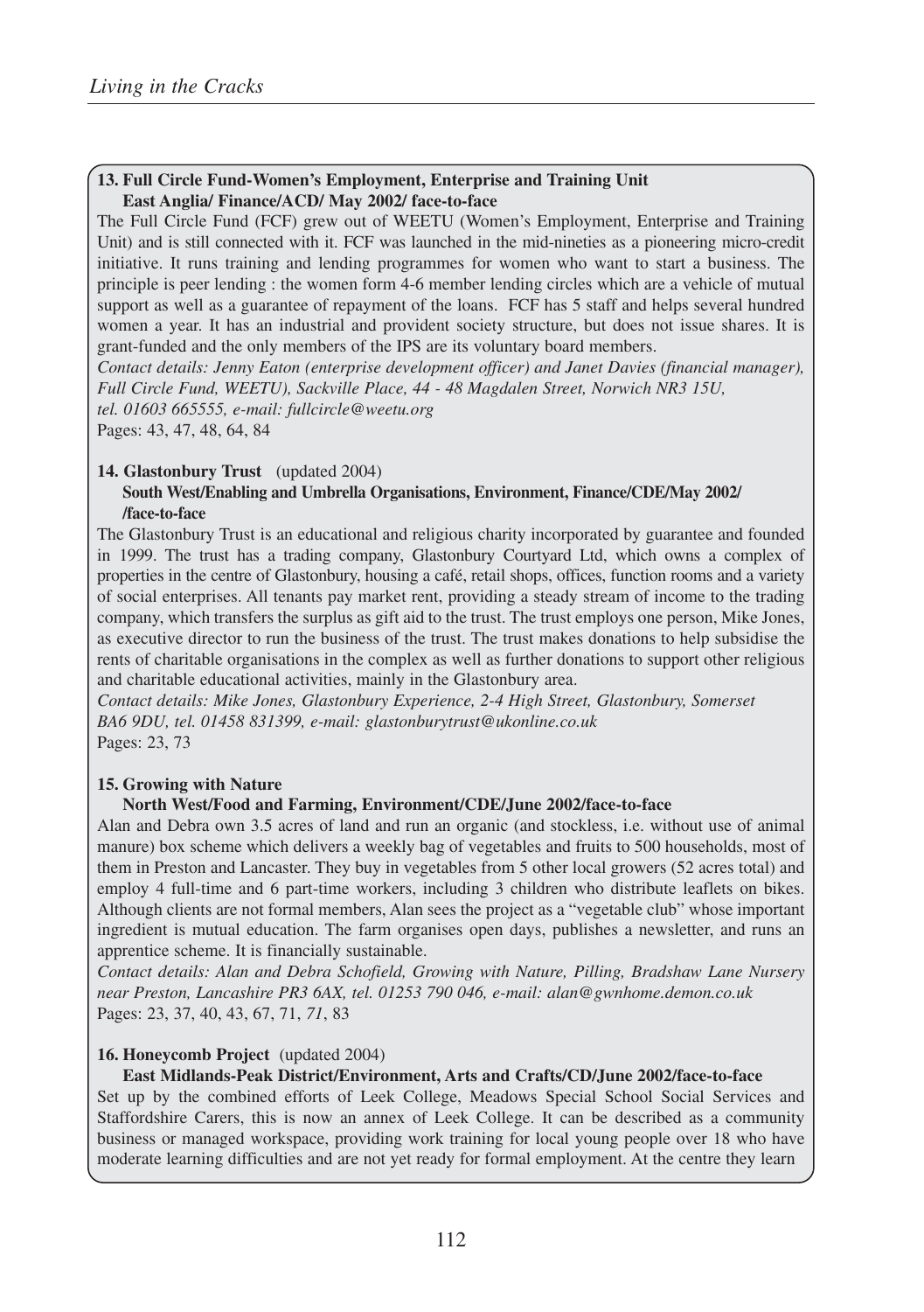**13. Full Circle Fund-Women's Employment, Enterprise and Training Unit**
**East Anglia/ Finance/ACD/ May 2002/ face-to-face**

The Full Circle Fund (FCF) grew out of WEETU (Women's Employment, Enterprise and Training Unit) and is still connected with it. FCF was launched in the mid-nineties as a pioneering micro-credit initiative. It runs training and lending programmes for women who want to start a business. The principle is peer lending : the women form 4-6 member lending circles which are a vehicle of mutual support as well as a guarantee of repayment of the loans. FCF has 5 staff and helps several hundred women a year. It has an industrial and provident society structure, but does not issue shares. It is grant-funded and the only members of the IPS are its voluntary board members.

*Contact details: Jenny Eaton (enterprise development officer) and Janet Davies (financial manager), Full Circle Fund, WEETU), Sackville Place, 44 - 48 Magdalen Street, Norwich NR3 15U, tel. 01603 665555, e-mail: fullcircle@weetu.org*

Pages: 43, 47, 48, 64, 84

**14. Glastonbury Trust** (updated 2004)
**South West/Enabling and Umbrella Organisations, Environment, Finance/CDE/May 2002/ /face-to-face**

The Glastonbury Trust is an educational and religious charity incorporated by guarantee and founded in 1999. The trust has a trading company, Glastonbury Courtyard Ltd, which owns a complex of properties in the centre of Glastonbury, housing a café, retail shops, offices, function rooms and a variety of social enterprises. All tenants pay market rent, providing a steady stream of income to the trading company, which transfers the surplus as gift aid to the trust. The trust employs one person, Mike Jones, as executive director to run the business of the trust. The trust makes donations to help subsidise the rents of charitable organisations in the complex as well as further donations to support other religious and charitable educational activities, mainly in the Glastonbury area.

*Contact details: Mike Jones, Glastonbury Experience, 2-4 High Street, Glastonbury, Somerset BA6 9DU, tel. 01458 831399, e-mail: glastonburytrust@ukonline.co.uk*

Pages: 23, 73

**15. Growing with Nature**
**North West/Food and Farming, Environment/CDE/June 2002/face-to-face**

Alan and Debra own 3.5 acres of land and run an organic (and stockless, i.e. without use of animal manure) box scheme which delivers a weekly bag of vegetables and fruits to 500 households, most of them in Preston and Lancaster. They buy in vegetables from 5 other local growers (52 acres total) and employ 4 full-time and 6 part-time workers, including 3 children who distribute leaflets on bikes. Although clients are not formal members, Alan sees the project as a "vegetable club" whose important ingredient is mutual education. The farm organises open days, publishes a newsletter, and runs an apprentice scheme. It is financially sustainable.

*Contact details: Alan and Debra Schofield, Growing with Nature, Pilling, Bradshaw Lane Nursery near Preston, Lancashire PR3 6AX, tel. 01253 790 046, e-mail: alan@gwnhome.demon.co.uk*

Pages: 23, 37, 40, 43, 67, 71, *71*, 83

**16. Honeycomb Project** (updated 2004)
**East Midlands-Peak District/Environment, Arts and Crafts/CD/June 2002/face-to-face**

Set up by the combined efforts of Leek College, Meadows Special School Social Services and Staffordshire Carers, this is now an annex of Leek College. It can be described as a community business or managed workspace, providing work training for local young people over 18 who have moderate learning difficulties and are not yet ready for formal employment. At the centre they learn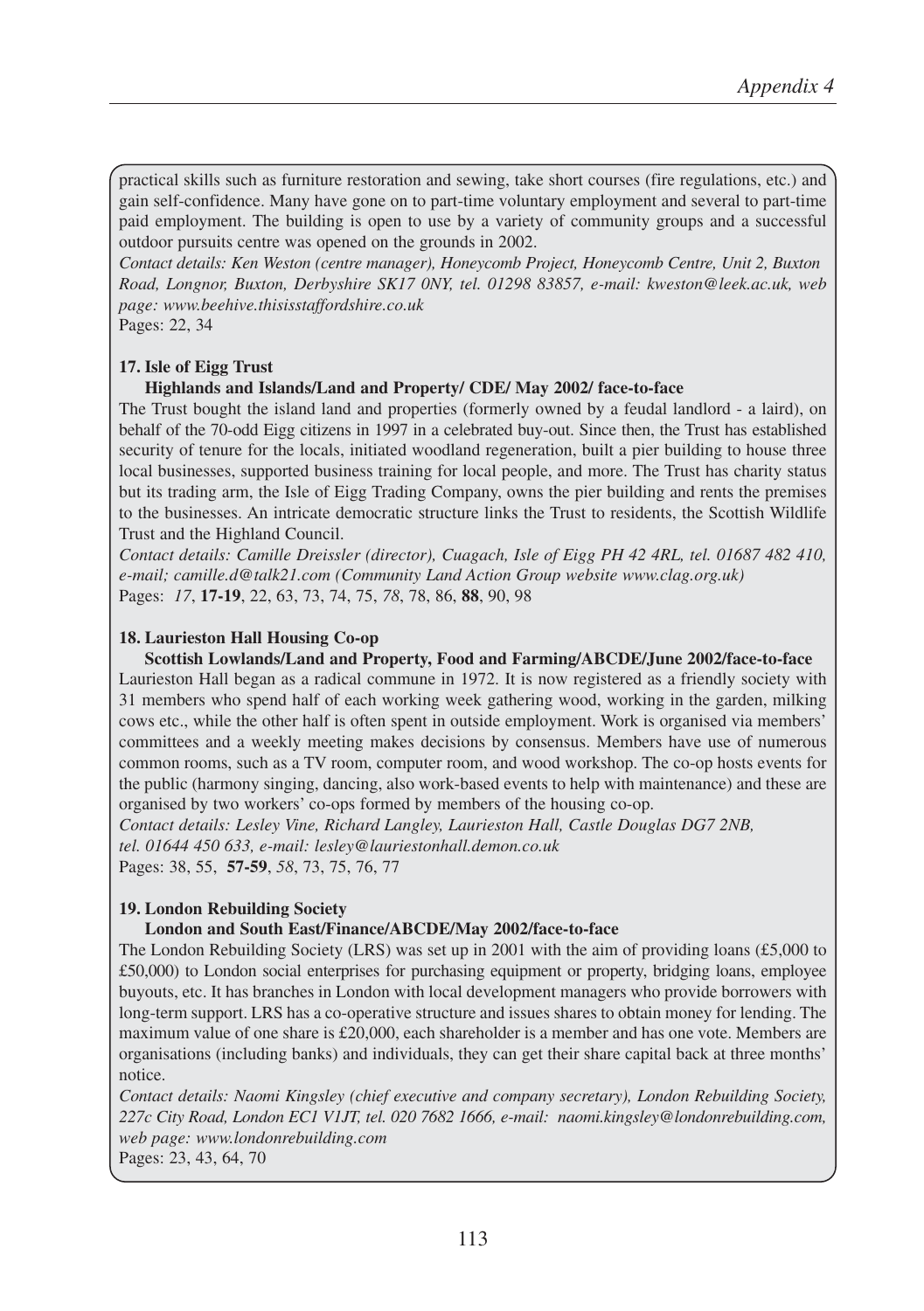practical skills such as furniture restoration and sewing, take short courses (fire regulations, etc.) and gain self-confidence. Many have gone on to part-time voluntary employment and several to part-time paid employment. The building is open to use by a variety of community groups and a successful outdoor pursuits centre was opened on the grounds in 2002.

*Contact details: Ken Weston (centre manager), Honeycomb Project, Honeycomb Centre, Unit 2, Buxton Road, Longnor, Buxton, Derbyshire SK17 0NY, tel. 01298 83857, e-mail: kweston@leek.ac.uk, web page: www.beehive.thisisstaffordshire.co.uk*

Pages: 22, 34

**17. Isle of Eigg Trust**

**Highlands and Islands/Land and Property/ CDE/ May 2002/ face-to-face**

The Trust bought the island land and properties (formerly owned by a feudal landlord - a laird), on behalf of the 70-odd Eigg citizens in 1997 in a celebrated buy-out. Since then, the Trust has established security of tenure for the locals, initiated woodland regeneration, built a pier building to house three local businesses, supported business training for local people, and more. The Trust has charity status but its trading arm, the Isle of Eigg Trading Company, owns the pier building and rents the premises to the businesses. An intricate democratic structure links the Trust to residents, the Scottish Wildlife Trust and the Highland Council.

*Contact details: Camille Dreissler (director), Cuagach, Isle of Eigg PH 42 4RL, tel. 01687 482 410, e-mail; camille.d@talk21.com (Community Land Action Group website www.clag.org.uk)*

Pages: *17*, **17-19**, 22, 63, 73, 74, 75, *78*, 78, 86, **88**, 90, 98

**18. Laurieston Hall Housing Co-op**

**Scottish Lowlands/Land and Property, Food and Farming/ABCDE/June 2002/face-to-face**

Laurieston Hall began as a radical commune in 1972. It is now registered as a friendly society with 31 members who spend half of each working week gathering wood, working in the garden, milking cows etc., while the other half is often spent in outside employment. Work is organised via members' committees and a weekly meeting makes decisions by consensus. Members have use of numerous common rooms, such as a TV room, computer room, and wood workshop. The co-op hosts events for the public (harmony singing, dancing, also work-based events to help with maintenance) and these are organised by two workers' co-ops formed by members of the housing co-op.

*Contact details: Lesley Vine, Richard Langley, Laurieston Hall, Castle Douglas DG7 2NB, tel. 01644 450 633, e-mail: lesley@lauriestonhall.demon.co.uk*

Pages: 38, 55, **57-59**, *58*, 73, 75, 76, 77

**19. London Rebuilding Society**

**London and South East/Finance/ABCDE/May 2002/face-to-face**

The London Rebuilding Society (LRS) was set up in 2001 with the aim of providing loans (£5,000 to £50,000) to London social enterprises for purchasing equipment or property, bridging loans, employee buyouts, etc. It has branches in London with local development managers who provide borrowers with long-term support. LRS has a co-operative structure and issues shares to obtain money for lending. The maximum value of one share is £20,000, each shareholder is a member and has one vote. Members are organisations (including banks) and individuals, they can get their share capital back at three months' notice.

*Contact details: Naomi Kingsley (chief executive and company secretary), London Rebuilding Society, 227c City Road, London EC1 V1JT, tel. 020 7682 1666, e-mail: naomi.kingsley@londonrebuilding.com, web page: www.londonrebuilding.com*

Pages: 23, 43, 64, 70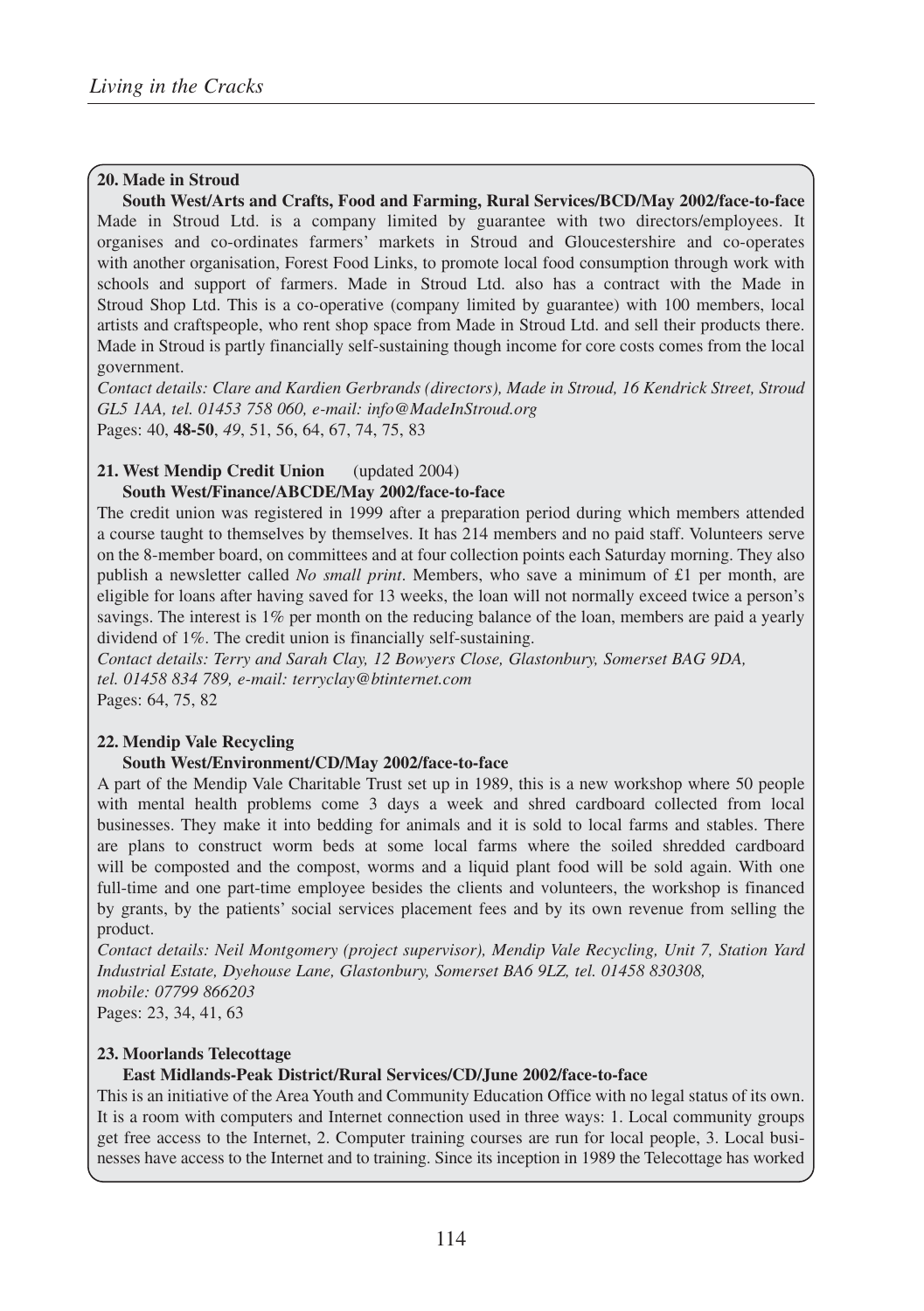**20. Made in Stroud**

**South West/Arts and Crafts, Food and Farming, Rural Services/BCD/May 2002/face-to-face**

Made in Stroud Ltd. is a company limited by guarantee with two directors/employees. It organises and co-ordinates farmers' markets in Stroud and Gloucestershire and co-operates with another organisation, Forest Food Links, to promote local food consumption through work with schools and support of farmers. Made in Stroud Ltd. also has a contract with the Made in Stroud Shop Ltd. This is a co-operative (company limited by guarantee) with 100 members, local artists and craftspeople, who rent shop space from Made in Stroud Ltd. and sell their products there. Made in Stroud is partly financially self-sustaining though income for core costs comes from the local government.

*Contact details: Clare and Kardien Gerbrands (directors), Made in Stroud, 16 Kendrick Street, Stroud GL5 1AA, tel. 01453 758 060, e-mail: info@MadeInStroud.org*

Pages: 40, **48-50**, *49*, 51, 56, 64, 67, 74, 75, 83

**21. West Mendip Credit Union** (updated 2004)

**South West/Finance/ABCDE/May 2002/face-to-face**

The credit union was registered in 1999 after a preparation period during which members attended a course taught to themselves by themselves. It has 214 members and no paid staff. Volunteers serve on the 8-member board, on committees and at four collection points each Saturday morning. They also publish a newsletter called *No small print*. Members, who save a minimum of £1 per month, are eligible for loans after having saved for 13 weeks, the loan will not normally exceed twice a person's savings. The interest is 1% per month on the reducing balance of the loan, members are paid a yearly dividend of 1%. The credit union is financially self-sustaining.

*Contact details: Terry and Sarah Clay, 12 Bowyers Close, Glastonbury, Somerset BAG 9DA, tel. 01458 834 789, e-mail: terryclay@btinternet.com*

Pages: 64, 75, 82

**22. Mendip Vale Recycling**

**South West/Environment/CD/May 2002/face-to-face**

A part of the Mendip Vale Charitable Trust set up in 1989, this is a new workshop where 50 people with mental health problems come 3 days a week and shred cardboard collected from local businesses. They make it into bedding for animals and it is sold to local farms and stables. There are plans to construct worm beds at some local farms where the soiled shredded cardboard will be composted and the compost, worms and a liquid plant food will be sold again. With one full-time and one part-time employee besides the clients and volunteers, the workshop is financed by grants, by the patients' social services placement fees and by its own revenue from selling the product.

*Contact details: Neil Montgomery (project supervisor), Mendip Vale Recycling, Unit 7, Station Yard Industrial Estate, Dyehouse Lane, Glastonbury, Somerset BA6 9LZ, tel. 01458 830308, mobile: 07799 866203*

Pages: 23, 34, 41, 63

**23. Moorlands Telecottage**

**East Midlands-Peak District/Rural Services/CD/June 2002/face-to-face**

This is an initiative of the Area Youth and Community Education Office with no legal status of its own. It is a room with computers and Internet connection used in three ways: 1. Local community groups get free access to the Internet, 2. Computer training courses are run for local people, 3. Local businesses have access to the Internet and to training. Since its inception in 1989 the Telecottage has worked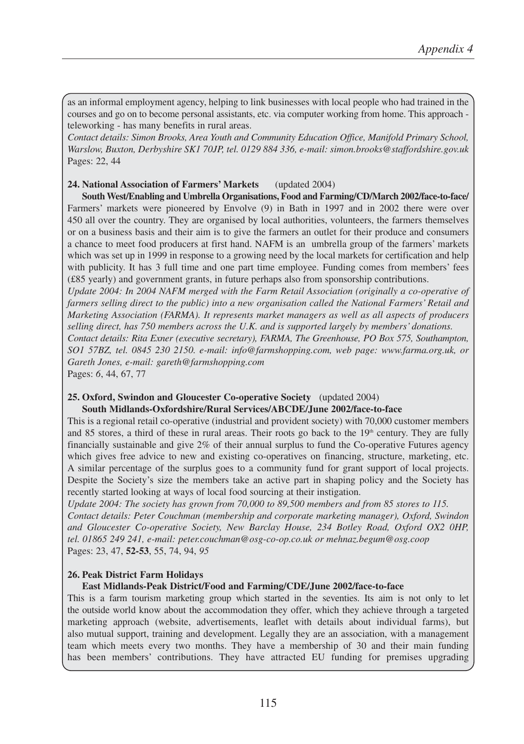as an informal employment agency, helping to link businesses with local people who had trained in the courses and go on to become personal assistants, etc. via computer working from home. This approach - teleworking - has many benefits in rural areas.

*Contact details: Simon Brooks, Area Youth and Community Education Office, Manifold Primary School, Warslow, Buxton, Derbyshire SK1 70JP, tel. 0129 884 336, e-mail: simon.brooks@staffordshire.gov.uk*
Pages: 22, 44

**24. National Association of Farmers' Markets** (updated 2004)

**South West/Enabling and Umbrella Organisations, Food and Farming/CD/March 2002/face-to-face/**
Farmers' markets were pioneered by Envolve (9) in Bath in 1997 and in 2002 there were over 450 all over the country. They are organised by local authorities, volunteers, the farmers themselves or on a business basis and their aim is to give the farmers an outlet for their produce and consumers a chance to meet food producers at first hand. NAFM is an umbrella group of the farmers' markets which was set up in 1999 in response to a growing need by the local markets for certification and help with publicity. It has 3 full time and one part time employee. Funding comes from members' fees (£85 yearly) and government grants, in future perhaps also from sponsorship contributions.

*Update 2004: In 2004 NAFM merged with the Farm Retail Association (originally a co-operative of farmers selling direct to the public) into a new organisation called the National Farmers' Retail and Marketing Association (FARMA). It represents market managers as well as all aspects of producers selling direct, has 750 members across the U.K. and is supported largely by members' donations.*

*Contact details: Rita Exner (executive secretary), FARMA, The Greenhouse, PO Box 575, Southampton, SO1 57BZ, tel. 0845 230 2150. e-mail: info@farmshopping.com, web page: www.farma.org.uk, or Gareth Jones, e-mail: gareth@farmshopping.com*
Pages: *6*, 44, 67, 77

**25. Oxford, Swindon and Gloucester Co-operative Society** (updated 2004)

**South Midlands-Oxfordshire/Rural Services/ABCDE/June 2002/face-to-face**
This is a regional retail co-operative (industrial and provident society) with 70,000 customer members and 85 stores, a third of these in rural areas. Their roots go back to the 19th century. They are fully financially sustainable and give 2% of their annual surplus to fund the Co-operative Futures agency which gives free advice to new and existing co-operatives on financing, structure, marketing, etc. A similar percentage of the surplus goes to a community fund for grant support of local projects. Despite the Society's size the members take an active part in shaping policy and the Society has recently started looking at ways of local food sourcing at their instigation.

*Update 2004: The society has grown from 70,000 to 89,500 members and from 85 stores to 115.*

*Contact details: Peter Couchman (membership and corporate marketing manager), Oxford, Swindon and Gloucester Co-operative Society, New Barclay House, 234 Botley Road, Oxford OX2 0HP, tel. 01865 249 241, e-mail: peter.couchman@osg-co-op.co.uk or mehnaz.begum@osg.coop*
Pages: 23, 47, **52-53**, 55, 74, 94, *95*

**26. Peak District Farm Holidays**

**East Midlands-Peak District/Food and Farming/CDE/June 2002/face-to-face**
This is a farm tourism marketing group which started in the seventies. Its aim is not only to let the outside world know about the accommodation they offer, which they achieve through a targeted marketing approach (website, advertisements, leaflet with details about individual farms), but also mutual support, training and development. Legally they are an association, with a management team which meets every two months. They have a membership of 30 and their main funding has been members' contributions. They have attracted EU funding for premises upgrading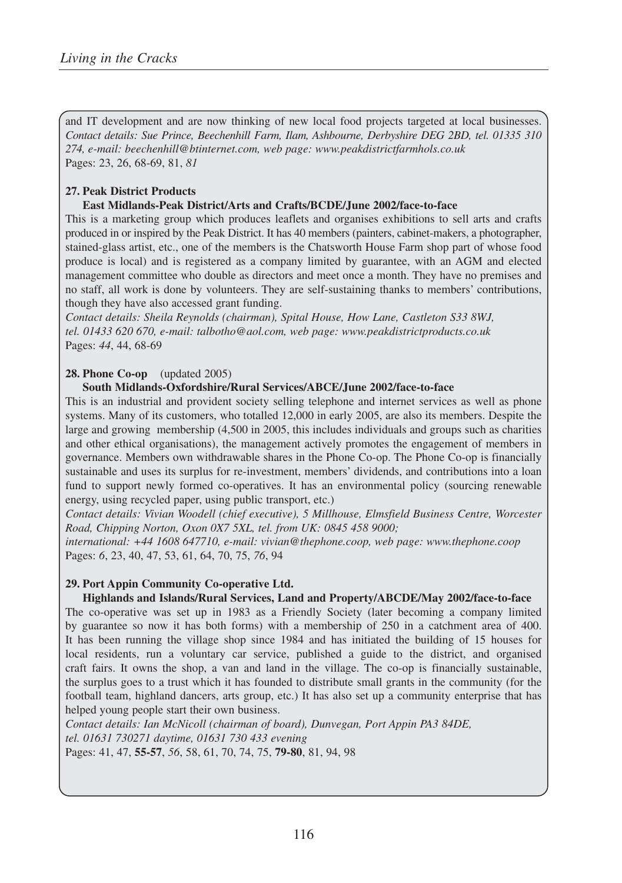and IT development and are now thinking of new local food projects targeted at local businesses. *Contact details: Sue Prince, Beechenhill Farm, Ilam, Ashbourne, Derbyshire DEG 2BD, tel. 01335 310 274, e-mail: beechenhill@btinternet.com, web page: www.peakdistrictfarmhols.co.uk*
Pages: 23, 26, 68-69, 81, *81*

**27. Peak District Products**

**East Midlands-Peak District/Arts and Crafts/BCDE/June 2002/face-to-face**

This is a marketing group which produces leaflets and organises exhibitions to sell arts and crafts produced in or inspired by the Peak District. It has 40 members (painters, cabinet-makers, a photographer, stained-glass artist, etc., one of the members is the Chatsworth House Farm shop part of whose food produce is local) and is registered as a company limited by guarantee, with an AGM and elected management committee who double as directors and meet once a month. They have no premises and no staff, all work is done by volunteers. They are self-sustaining thanks to members' contributions, though they have also accessed grant funding.

*Contact details: Sheila Reynolds (chairman), Spital House, How Lane, Castleton S33 8WJ, tel. 01433 620 670, e-mail: talbotho@aol.com, web page: www.peakdistrictproducts.co.uk*
Pages: *44*, 44, 68-69

**28. Phone Co-op** (updated 2005)

**South Midlands-Oxfordshire/Rural Services/ABCE/June 2002/face-to-face**

This is an industrial and provident society selling telephone and internet services as well as phone systems. Many of its customers, who totalled 12,000 in early 2005, are also its members. Despite the large and growing membership (4,500 in 2005, this includes individuals and groups such as charities and other ethical organisations), the management actively promotes the engagement of members in governance. Members own withdrawable shares in the Phone Co-op. The Phone Co-op is financially sustainable and uses its surplus for re-investment, members' dividends, and contributions into a loan fund to support newly formed co-operatives. It has an environmental policy (sourcing renewable energy, using recycled paper, using public transport, etc.)

*Contact details: Vivian Woodell (chief executive), 5 Millhouse, Elmsfield Business Centre, Worcester Road, Chipping Norton, Oxon 0X7 5XL, tel. from UK: 0845 458 9000; international: +44 1608 647710, e-mail: vivian@thephone.coop, web page: www.thephone.coop*
Pages: *6*, 23, 40, 47, 53, 61, 64, 70, 75, *76*, 94

**29. Port Appin Community Co-operative Ltd.**

**Highlands and Islands/Rural Services, Land and Property/ABCDE/May 2002/face-to-face**

The co-operative was set up in 1983 as a Friendly Society (later becoming a company limited by guarantee so now it has both forms) with a membership of 250 in a catchment area of 400. It has been running the village shop since 1984 and has initiated the building of 15 houses for local residents, run a voluntary car service, published a guide to the district, and organised craft fairs. It owns the shop, a van and land in the village. The co-op is financially sustainable, the surplus goes to a trust which it has founded to distribute small grants in the community (for the football team, highland dancers, arts group, etc.) It has also set up a community enterprise that has helped young people start their own business.

*Contact details: Ian McNicoll (chairman of board), Dunvegan, Port Appin PA3 84DE, tel. 01631 730271 daytime, 01631 730 433 evening*
Pages: 41, 47, **55-57**, *56*, 58, 61, 70, 74, 75, **79-80**, 81, 94, 98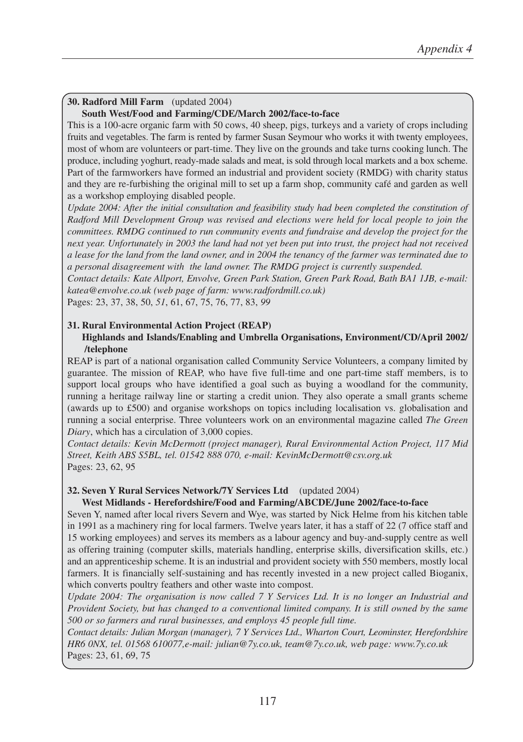**30. Radford Mill Farm** (updated 2004)

**South West/Food and Farming/CDE/March 2002/face-to-face**

This is a 100-acre organic farm with 50 cows, 40 sheep, pigs, turkeys and a variety of crops including fruits and vegetables. The farm is rented by farmer Susan Seymour who works it with twenty employees, most of whom are volunteers or part-time. They live on the grounds and take turns cooking lunch. The produce, including yoghurt, ready-made salads and meat, is sold through local markets and a box scheme. Part of the farmworkers have formed an industrial and provident society (RMDG) with charity status and they are re-furbishing the original mill to set up a farm shop, community café and garden as well as a workshop employing disabled people.

*Update 2004: After the initial consultation and feasibility study had been completed the constitution of Radford Mill Development Group was revised and elections were held for local people to join the committees. RMDG continued to run community events and fundraise and develop the project for the next year. Unfortunately in 2003 the land had not yet been put into trust, the project had not received a lease for the land from the land owner, and in 2004 the tenancy of the farmer was terminated due to a personal disagreement with the land owner. The RMDG project is currently suspended.*

*Contact details: Kate Allport, Envolve, Green Park Station, Green Park Road, Bath BA1 1JB, e-mail: katea@envolve.co.uk (web page of farm: www.radfordmill.co.uk)*

Pages: 23, 37, 38, 50, *51*, 61, 67, 75, 76, 77, 83, *99*

**31. Rural Environmental Action Project (REAP)**

**Highlands and Islands/Enabling and Umbrella Organisations, Environment/CD/April 2002/ /telephone**

REAP is part of a national organisation called Community Service Volunteers, a company limited by guarantee. The mission of REAP, who have five full-time and one part-time staff members, is to support local groups who have identified a goal such as buying a woodland for the community, running a heritage railway line or starting a credit union. They also operate a small grants scheme (awards up to £500) and organise workshops on topics including localisation vs. globalisation and running a social enterprise. Three volunteers work on an environmental magazine called *The Green Diary*, which has a circulation of 3,000 copies.

*Contact details: Kevin McDermott (project manager), Rural Environmental Action Project, 117 Mid Street, Keith ABS S5BL, tel. 01542 888 070, e-mail: KevinMcDermott@csv.org.uk*

Pages: 23, 62, 95

**32. Seven Y Rural Services Network/7Y Services Ltd** (updated 2004)

**West Midlands - Herefordshire/Food and Farming/ABCDE/June 2002/face-to-face**

Seven Y, named after local rivers Severn and Wye, was started by Nick Helme from his kitchen table in 1991 as a machinery ring for local farmers. Twelve years later, it has a staff of 22 (7 office staff and 15 working employees) and serves its members as a labour agency and buy-and-supply centre as well as offering training (computer skills, materials handling, enterprise skills, diversification skills, etc.) and an apprenticeship scheme. It is an industrial and provident society with 550 members, mostly local farmers. It is financially self-sustaining and has recently invested in a new project called Bioganix, which converts poultry feathers and other waste into compost.

*Update 2004: The organisation is now called 7 Y Services Ltd. It is no longer an Industrial and Provident Society, but has changed to a conventional limited company. It is still owned by the same 500 or so farmers and rural businesses, and employs 45 people full time.*

*Contact details: Julian Morgan (manager), 7 Y Services Ltd., Wharton Court, Leominster, Herefordshire HR6 0NX, tel. 01568 610077, e-mail: julian@7y.co.uk, team@7y.co.uk, web page: www.7y.co.uk*

Pages: 23, 61, 69, 75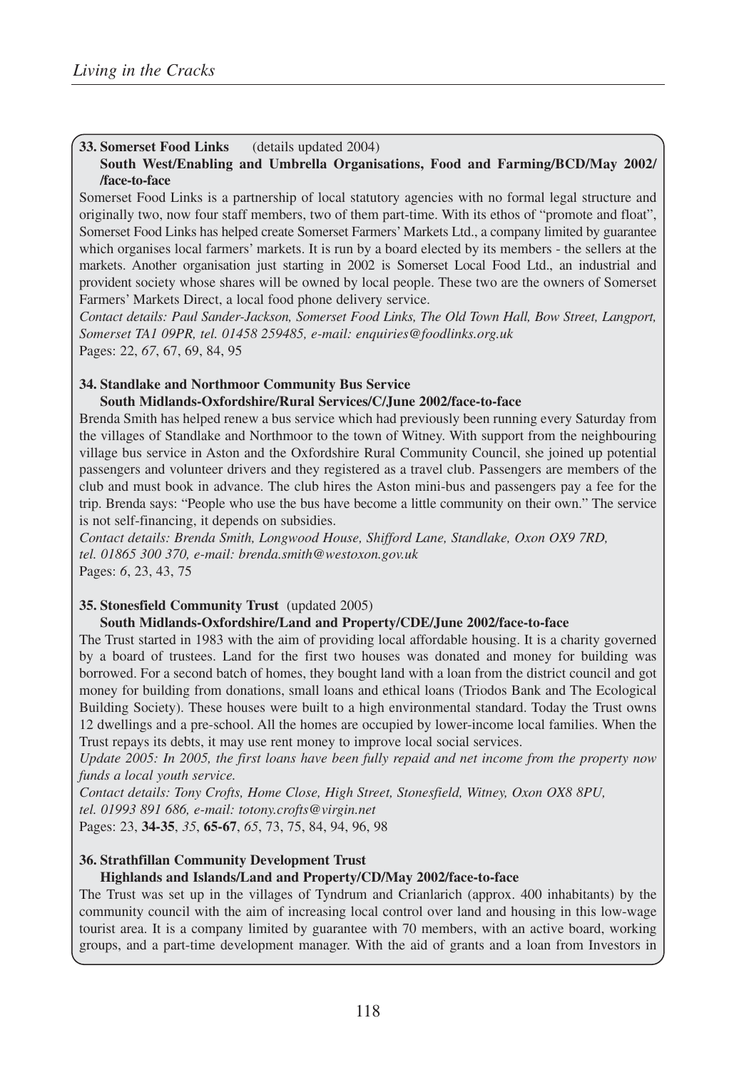**33. Somerset Food Links** (details updated 2004)

**South West/Enabling and Umbrella Organisations, Food and Farming/BCD/May 2002/ /face-to-face**

Somerset Food Links is a partnership of local statutory agencies with no formal legal structure and originally two, now four staff members, two of them part-time. With its ethos of "promote and float", Somerset Food Links has helped create Somerset Farmers' Markets Ltd., a company limited by guarantee which organises local farmers' markets. It is run by a board elected by its members - the sellers at the markets. Another organisation just starting in 2002 is Somerset Local Food Ltd., an industrial and provident society whose shares will be owned by local people. These two are the owners of Somerset Farmers' Markets Direct, a local food phone delivery service.

*Contact details: Paul Sander-Jackson, Somerset Food Links, The Old Town Hall, Bow Street, Langport, Somerset TA1 09PR, tel. 01458 259485, e-mail: enquiries@foodlinks.org.uk*

Pages: 22, *67*, 67, 69, 84, 95

**34. Standlake and Northmoor Community Bus Service**

**South Midlands-Oxfordshire/Rural Services/C/June 2002/face-to-face**

Brenda Smith has helped renew a bus service which had previously been running every Saturday from the villages of Standlake and Northmoor to the town of Witney. With support from the neighbouring village bus service in Aston and the Oxfordshire Rural Community Council, she joined up potential passengers and volunteer drivers and they registered as a travel club. Passengers are members of the club and must book in advance. The club hires the Aston mini-bus and passengers pay a fee for the trip. Brenda says: "People who use the bus have become a little community on their own." The service is not self-financing, it depends on subsidies.

*Contact details: Brenda Smith, Longwood House, Shifford Lane, Standlake, Oxon OX9 7RD, tel. 01865 300 370, e-mail: brenda.smith@westoxon.gov.uk*

Pages: *6*, 23, 43, 75

**35. Stonesfield Community Trust** (updated 2005)

**South Midlands-Oxfordshire/Land and Property/CDE/June 2002/face-to-face**

The Trust started in 1983 with the aim of providing local affordable housing. It is a charity governed by a board of trustees. Land for the first two houses was donated and money for building was borrowed. For a second batch of homes, they bought land with a loan from the district council and got money for building from donations, small loans and ethical loans (Triodos Bank and The Ecological Building Society). These houses were built to a high environmental standard. Today the Trust owns 12 dwellings and a pre-school. All the homes are occupied by lower-income local families. When the Trust repays its debts, it may use rent money to improve local social services.

*Update 2005: In 2005, the first loans have been fully repaid and net income from the property now funds a local youth service.*

*Contact details: Tony Crofts, Home Close, High Street, Stonesfield, Witney, Oxon OX8 8PU, tel. 01993 891 686, e-mail: totony.crofts@virgin.net*

Pages: 23, **34-35**, *35*, **65-67**, *65*, 73, 75, 84, 94, 96, 98

**36. Strathfillan Community Development Trust**

**Highlands and Islands/Land and Property/CD/May 2002/face-to-face**

The Trust was set up in the villages of Tyndrum and Crianlarich (approx. 400 inhabitants) by the community council with the aim of increasing local control over land and housing in this low-wage tourist area. It is a company limited by guarantee with 70 members, with an active board, working groups, and a part-time development manager. With the aid of grants and a loan from Investors in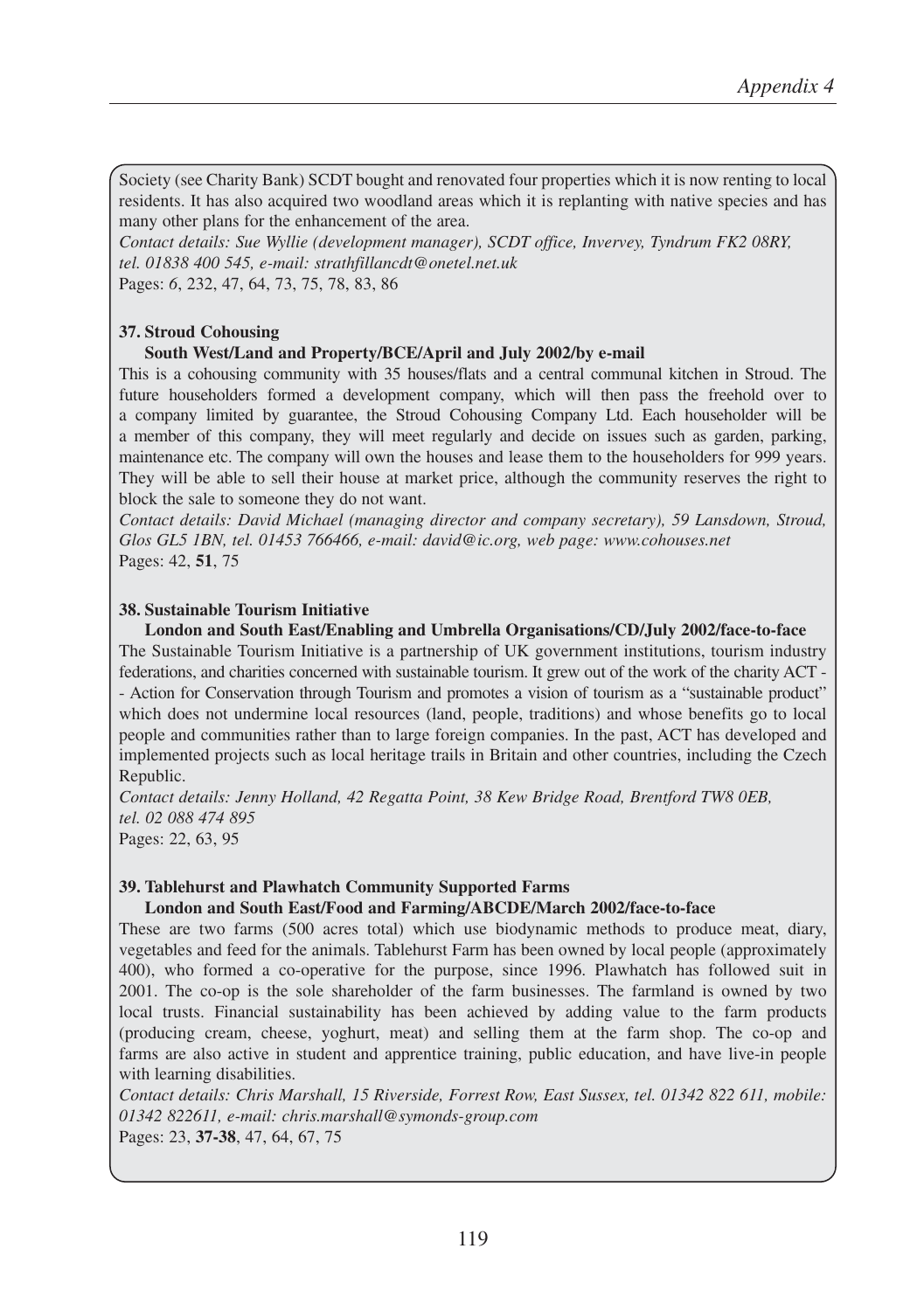Society (see Charity Bank) SCDT bought and renovated four properties which it is now renting to local residents. It has also acquired two woodland areas which it is replanting with native species and has many other plans for the enhancement of the area.

*Contact details: Sue Wyllie (development manager), SCDT office, Invervey, Tyndrum FK2 08RY, tel. 01838 400 545, e-mail: strathfillancdt@onetel.net.uk*

Pages: *6*, 232, 47, 64, 73, 75, 78, 83, 86

**37. Stroud Cohousing**

**South West/Land and Property/BCE/April and July 2002/by e-mail**

This is a cohousing community with 35 houses/flats and a central communal kitchen in Stroud. The future householders formed a development company, which will then pass the freehold over to a company limited by guarantee, the Stroud Cohousing Company Ltd. Each householder will be a member of this company, they will meet regularly and decide on issues such as garden, parking, maintenance etc. The company will own the houses and lease them to the householders for 999 years. They will be able to sell their house at market price, although the community reserves the right to block the sale to someone they do not want.

*Contact details: David Michael (managing director and company secretary), 59 Lansdown, Stroud, Glos GL5 1BN, tel. 01453 766466, e-mail: david@ic.org, web page: www.cohouses.net*

Pages: 42, **51**, 75

**38. Sustainable Tourism Initiative**

**London and South East/Enabling and Umbrella Organisations/CD/July 2002/face-to-face**

The Sustainable Tourism Initiative is a partnership of UK government institutions, tourism industry federations, and charities concerned with sustainable tourism. It grew out of the work of the charity ACT - - Action for Conservation through Tourism and promotes a vision of tourism as a "sustainable product" which does not undermine local resources (land, people, traditions) and whose benefits go to local people and communities rather than to large foreign companies. In the past, ACT has developed and implemented projects such as local heritage trails in Britain and other countries, including the Czech Republic.

*Contact details: Jenny Holland, 42 Regatta Point, 38 Kew Bridge Road, Brentford TW8 0EB, tel. 02 088 474 895*

Pages: 22, 63, 95

**39. Tablehurst and Plawhatch Community Supported Farms**

**London and South East/Food and Farming/ABCDE/March 2002/face-to-face**

These are two farms (500 acres total) which use biodynamic methods to produce meat, diary, vegetables and feed for the animals. Tablehurst Farm has been owned by local people (approximately 400), who formed a co-operative for the purpose, since 1996. Plawhatch has followed suit in 2001. The co-op is the sole shareholder of the farm businesses. The farmland is owned by two local trusts. Financial sustainability has been achieved by adding value to the farm products (producing cream, cheese, yoghurt, meat) and selling them at the farm shop. The co-op and farms are also active in student and apprentice training, public education, and have live-in people with learning disabilities.

*Contact details: Chris Marshall, 15 Riverside, Forrest Row, East Sussex, tel. 01342 822 611, mobile: 01342 822611, e-mail: chris.marshall@symonds-group.com*

Pages: 23, **37-38**, 47, 64, 67, 75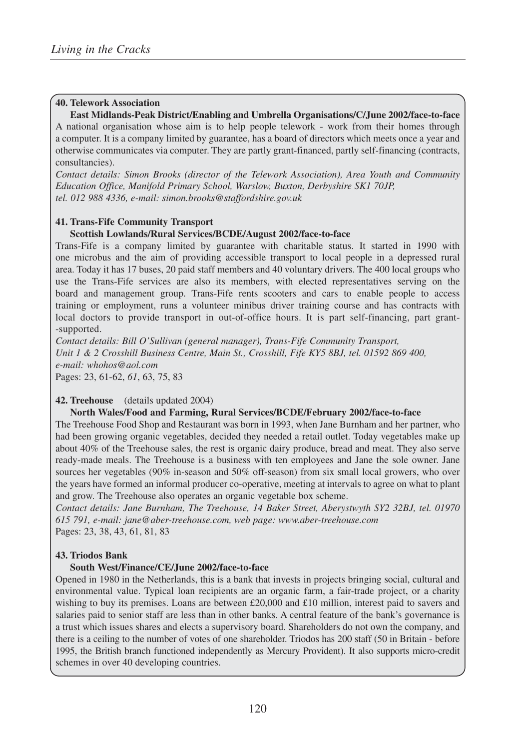**40. Telework Association**

**East Midlands-Peak District/Enabling and Umbrella Organisations/C/June 2002/face-to-face**

A national organisation whose aim is to help people telework - work from their homes through a computer. It is a company limited by guarantee, has a board of directors which meets once a year and otherwise communicates via computer. They are partly grant-financed, partly self-financing (contracts, consultancies).

*Contact details: Simon Brooks (director of the Telework Association), Area Youth and Community Education Office, Manifold Primary School, Warslow, Buxton, Derbyshire SK1 70JP, tel. 012 988 4336, e-mail: simon.brooks@staffordshire.gov.uk*

**41. Trans-Fife Community Transport**

**Scottish Lowlands/Rural Services/BCDE/August 2002/face-to-face**

Trans-Fife is a company limited by guarantee with charitable status. It started in 1990 with one microbus and the aim of providing accessible transport to local people in a depressed rural area. Today it has 17 buses, 20 paid staff members and 40 voluntary drivers. The 400 local groups who use the Trans-Fife services are also its members, with elected representatives serving on the board and management group. Trans-Fife rents scooters and cars to enable people to access training or employment, runs a volunteer minibus driver training course and has contracts with local doctors to provide transport in out-of-office hours. It is part self-financing, part grant--supported.

*Contact details: Bill O'Sullivan (general manager), Trans-Fife Community Transport, Unit 1 & 2 Crosshill Business Centre, Main St., Crosshill, Fife KY5 8BJ, tel. 01592 869 400, e-mail: whohos@aol.com*

Pages: 23, 61-62, *61*, 63, 75, 83

**42. Treehouse** (details updated 2004)

**North Wales/Food and Farming, Rural Services/BCDE/February 2002/face-to-face**

The Treehouse Food Shop and Restaurant was born in 1993, when Jane Burnham and her partner, who had been growing organic vegetables, decided they needed a retail outlet. Today vegetables make up about 40% of the Treehouse sales, the rest is organic dairy produce, bread and meat. They also serve ready-made meals. The Treehouse is a business with ten employees and Jane the sole owner. Jane sources her vegetables (90% in-season and 50% off-season) from six small local growers, who over the years have formed an informal producer co-operative, meeting at intervals to agree on what to plant and grow. The Treehouse also operates an organic vegetable box scheme.

*Contact details: Jane Burnham, The Treehouse, 14 Baker Street, Aberystwyth SY2 32BJ, tel. 01970 615 791, e-mail: jane@aber-treehouse.com, web page: www.aber-treehouse.com*

Pages: 23, 38, 43, 61, 81, 83

**43. Triodos Bank**

**South West/Finance/CE/June 2002/face-to-face**

Opened in 1980 in the Netherlands, this is a bank that invests in projects bringing social, cultural and environmental value. Typical loan recipients are an organic farm, a fair-trade project, or a charity wishing to buy its premises. Loans are between £20,000 and £10 million, interest paid to savers and salaries paid to senior staff are less than in other banks. A central feature of the bank's governance is a trust which issues shares and elects a supervisory board. Shareholders do not own the company, and there is a ceiling to the number of votes of one shareholder. Triodos has 200 staff (50 in Britain - before 1995, the British branch functioned independently as Mercury Provident). It also supports micro-credit schemes in over 40 developing countries.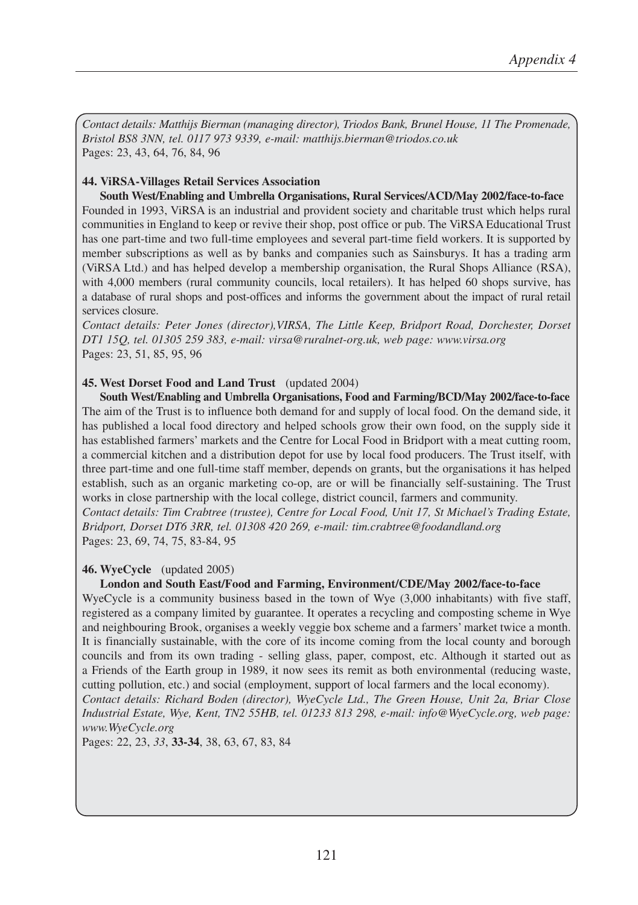*Contact details: Matthijs Bierman (managing director), Triodos Bank, Brunel House, 11 The Promenade, Bristol BS8 3NN, tel. 0117 973 9339, e-mail: matthijs.bierman@triodos.co.uk*
Pages: 23, 43, 64, 76, 84, 96

**44. ViRSA-Villages Retail Services Association**

**South West/Enabling and Umbrella Organisations, Rural Services/ACD/May 2002/face-to-face**
Founded in 1993, ViRSA is an industrial and provident society and charitable trust which helps rural communities in England to keep or revive their shop, post office or pub. The ViRSA Educational Trust has one part-time and two full-time employees and several part-time field workers. It is supported by member subscriptions as well as by banks and companies such as Sainsburys. It has a trading arm (ViRSA Ltd.) and has helped develop a membership organisation, the Rural Shops Alliance (RSA), with 4,000 members (rural community councils, local retailers). It has helped 60 shops survive, has a database of rural shops and post-offices and informs the government about the impact of rural retail services closure.
*Contact details: Peter Jones (director),VIRSA, The Little Keep, Bridport Road, Dorchester, Dorset DT1 15Q, tel. 01305 259 383, e-mail: virsa@ruralnet-org.uk, web page: www.virsa.org*
Pages: 23, 51, 85, 95, 96

**45. West Dorset Food and Land Trust** (updated 2004)

**South West/Enabling and Umbrella Organisations, Food and Farming/BCD/May 2002/face-to-face**
The aim of the Trust is to influence both demand for and supply of local food. On the demand side, it has published a local food directory and helped schools grow their own food, on the supply side it has established farmers' markets and the Centre for Local Food in Bridport with a meat cutting room, a commercial kitchen and a distribution depot for use by local food producers. The Trust itself, with three part-time and one full-time staff member, depends on grants, but the organisations it has helped establish, such as an organic marketing co-op, are or will be financially self-sustaining. The Trust works in close partnership with the local college, district council, farmers and community.
*Contact details: Tim Crabtree (trustee), Centre for Local Food, Unit 17, St Michael's Trading Estate, Bridport, Dorset DT6 3RR, tel. 01308 420 269, e-mail: tim.crabtree@foodandland.org*
Pages: 23, 69, 74, 75, 83-84, 95

**46. WyeCycle** (updated 2005)

**London and South East/Food and Farming, Environment/CDE/May 2002/face-to-face**
WyeCycle is a community business based in the town of Wye (3,000 inhabitants) with five staff, registered as a company limited by guarantee. It operates a recycling and composting scheme in Wye and neighbouring Brook, organises a weekly veggie box scheme and a farmers' market twice a month. It is financially sustainable, with the core of its income coming from the local county and borough councils and from its own trading - selling glass, paper, compost, etc. Although it started out as a Friends of the Earth group in 1989, it now sees its remit as both environmental (reducing waste, cutting pollution, etc.) and social (employment, support of local farmers and the local economy).
*Contact details: Richard Boden (director), WyeCycle Ltd., The Green House, Unit 2a, Briar Close Industrial Estate, Wye, Kent, TN2 55HB, tel. 01233 813 298, e-mail: info@WyeCycle.org, web page: www.WyeCycle.org*
Pages: 22, 23, *33*, **33-34**, 38, 63, 67, 83, 84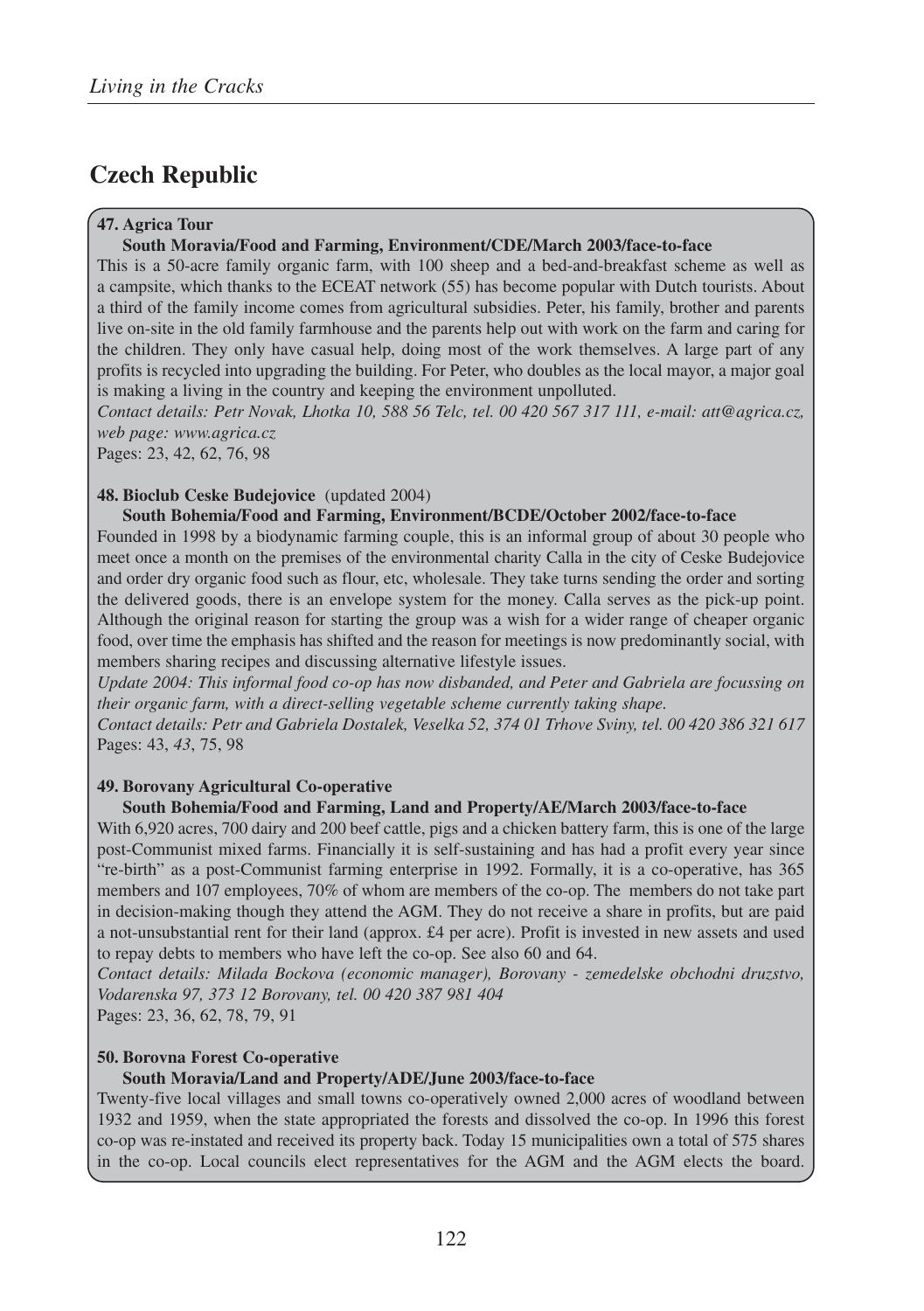# Czech Republic

**47. Agrica Tour**

**South Moravia/Food and Farming, Environment/CDE/March 2003/face-to-face**

This is a 50-acre family organic farm, with 100 sheep and a bed-and-breakfast scheme as well as a campsite, which thanks to the ECEAT network (55) has become popular with Dutch tourists. About a third of the family income comes from agricultural subsidies. Peter, his family, brother and parents live on-site in the old family farmhouse and the parents help out with work on the farm and caring for the children. They only have casual help, doing most of the work themselves. A large part of any profits is recycled into upgrading the building. For Peter, who doubles as the local mayor, a major goal is making a living in the country and keeping the environment unpolluted.

*Contact details: Petr Novak, Lhotka 10, 588 56 Telc, tel. 00 420 567 317 111, e-mail: att@agrica.cz, web page: www.agrica.cz*

Pages: 23, 42, 62, 76, 98

**48. Bioclub Ceske Budejovice** (updated 2004)

**South Bohemia/Food and Farming, Environment/BCDE/October 2002/face-to-face**

Founded in 1998 by a biodynamic farming couple, this is an informal group of about 30 people who meet once a month on the premises of the environmental charity Calla in the city of Ceske Budejovice and order dry organic food such as flour, etc, wholesale. They take turns sending the order and sorting the delivered goods, there is an envelope system for the money. Calla serves as the pick-up point. Although the original reason for starting the group was a wish for a wider range of cheaper organic food, over time the emphasis has shifted and the reason for meetings is now predominantly social, with members sharing recipes and discussing alternative lifestyle issues.

*Update 2004: This informal food co-op has now disbanded, and Peter and Gabriela are focussing on their organic farm, with a direct-selling vegetable scheme currently taking shape.*

*Contact details: Petr and Gabriela Dostalek, Veselka 52, 374 01 Trhove Sviny, tel. 00 420 386 321 617*

Pages: 43, *43*, 75, 98

**49. Borovany Agricultural Co-operative**

**South Bohemia/Food and Farming, Land and Property/AE/March 2003/face-to-face**

With 6,920 acres, 700 dairy and 200 beef cattle, pigs and a chicken battery farm, this is one of the large post-Communist mixed farms. Financially it is self-sustaining and has had a profit every year since "re-birth" as a post-Communist farming enterprise in 1992. Formally, it is a co-operative, has 365 members and 107 employees, 70% of whom are members of the co-op. The members do not take part in decision-making though they attend the AGM. They do not receive a share in profits, but are paid a not-unsubstantial rent for their land (approx. £4 per acre). Profit is invested in new assets and used to repay debts to members who have left the co-op. See also 60 and 64.

*Contact details: Milada Bockova (economic manager), Borovany - zemedelske obchodni druzstvo, Vodarenska 97, 373 12 Borovany, tel. 00 420 387 981 404*

Pages: 23, 36, 62, 78, 79, 91

**50. Borovna Forest Co-operative**

**South Moravia/Land and Property/ADE/June 2003/face-to-face**

Twenty-five local villages and small towns co-operatively owned 2,000 acres of woodland between 1932 and 1959, when the state appropriated the forests and dissolved the co-op. In 1996 this forest co-op was re-instated and received its property back. Today 15 municipalities own a total of 575 shares in the co-op. Local councils elect representatives for the AGM and the AGM elects the board.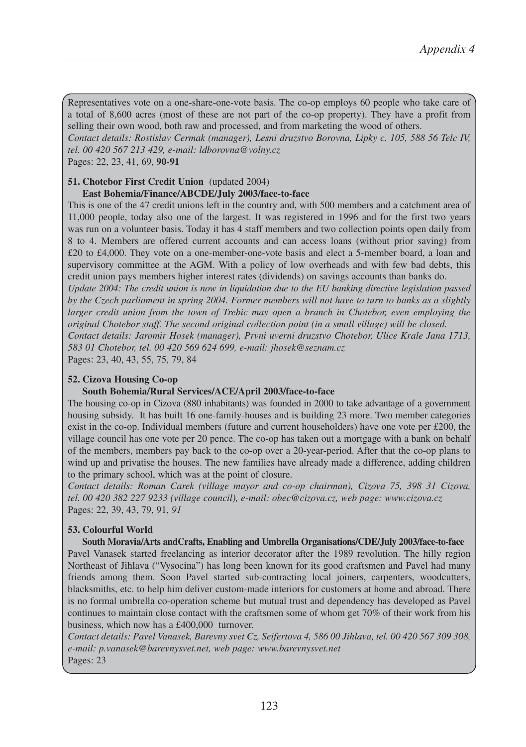Representatives vote on a one-share-one-vote basis. The co-op employs 60 people who take care of a total of 8,600 acres (most of these are not part of the co-op property). They have a profit from selling their own wood, both raw and processed, and from marketing the wood of others.
*Contact details: Rostislav Cermak (manager), Lesni druzstvo Borovna, Lipky c. 105, 588 56 Telc IV, tel. 00 420 567 213 429, e-mail: ldborovna@volny.cz*
Pages: 22, 23, 41, 69, **90-91**

**51. Chotebor First Credit Union** (updated 2004)
**East Bohemia/Finance/ABCDE/July 2003/face-to-face**

This is one of the 47 credit unions left in the country and, with 500 members and a catchment area of 11,000 people, today also one of the largest. It was registered in 1996 and for the first two years was run on a volunteer basis. Today it has 4 staff members and two collection points open daily from 8 to 4. Members are offered current accounts and can access loans (without prior saving) from £20 to £4,000. They vote on a one-member-one-vote basis and elect a 5-member board, a loan and supervisory committee at the AGM. With a policy of low overheads and with few bad debts, this credit union pays members higher interest rates (dividends) on savings accounts than banks do.
*Update 2004: The credit union is now in liquidation due to the EU banking directive legislation passed by the Czech parliament in spring 2004. Former members will not have to turn to banks as a slightly larger credit union from the town of Trebic may open a branch in Chotebor, even employing the original Chotebor staff. The second original collection point (in a small village) will be closed.*
*Contact details: Jaromir Hosek (manager), Prvni uverni druzstvo Chotebor, Ulice Krale Jana 1713, 583 01 Chotebor, tel. 00 420 569 624 699, e-mail: jhosek@seznam.cz*
Pages: 23, 40, 43, 55, 75, 79, 84

**52. Cizova Housing Co-op**
**South Bohemia/Rural Services/ACE/April 2003/face-to-face**

The housing co-op in Cizova (880 inhabitants) was founded in 2000 to take advantage of a government housing subsidy. It has built 16 one-family-houses and is building 23 more. Two member categories exist in the co-op. Individual members (future and current householders) have one vote per £200, the village council has one vote per 20 pence. The co-op has taken out a mortgage with a bank on behalf of the members, members pay back to the co-op over a 20-year-period. After that the co-op plans to wind up and privatise the houses. The new families have already made a difference, adding children to the primary school, which was at the point of closure.
*Contact details: Roman Carek (village mayor and co-op chairman), Cizova 75, 398 31 Cizova, tel. 00 420 382 227 9233 (village council), e-mail: obec@cizova.cz, web page: www.cizova.cz*
Pages: 22, 39, 43, 79, 91, *91*

**53. Colourful World**
**South Moravia/Arts andCrafts, Enabling and Umbrella Organisations/CDE/July 2003/face-to-face**

Pavel Vanasek started freelancing as interior decorator after the 1989 revolution. The hilly region Northeast of Jihlava ("Vysocina") has long been known for its good craftsmen and Pavel had many friends among them. Soon Pavel started sub-contracting local joiners, carpenters, woodcutters, blacksmiths, etc. to help him deliver custom-made interiors for customers at home and abroad. There is no formal umbrella co-operation scheme but mutual trust and dependency has developed as Pavel continues to maintain close contact with the craftsmen some of whom get 70% of their work from his business, which now has a £400,000 turnover.
*Contact details: Pavel Vanasek, Barevny svet Cz, Seifertova 4, 586 00 Jihlava, tel. 00 420 567 309 308, e-mail: p.vanasek@barevnysvet.net, web page: www.barevnysvet.net*
Pages: 23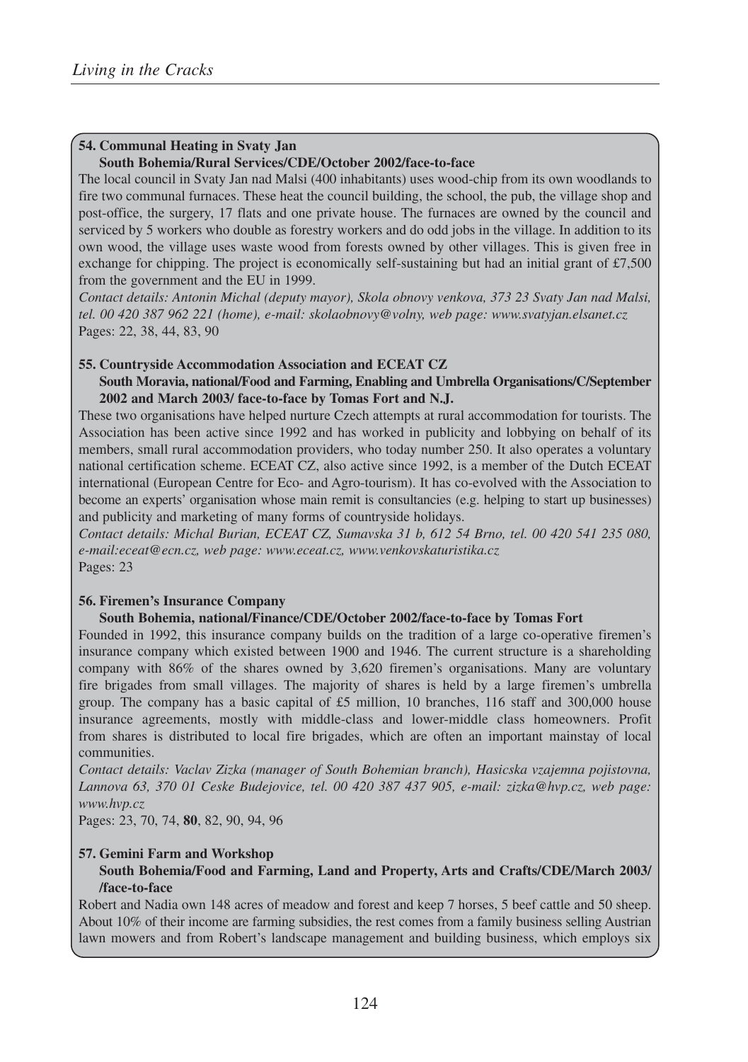**54. Communal Heating in Svaty Jan**

**South Bohemia/Rural Services/CDE/October 2002/face-to-face**

The local council in Svaty Jan nad Malsi (400 inhabitants) uses wood-chip from its own woodlands to fire two communal furnaces. These heat the council building, the school, the pub, the village shop and post-office, the surgery, 17 flats and one private house. The furnaces are owned by the council and serviced by 5 workers who double as forestry workers and do odd jobs in the village. In addition to its own wood, the village uses waste wood from forests owned by other villages. This is given free in exchange for chipping. The project is economically self-sustaining but had an initial grant of £7,500 from the government and the EU in 1999.

*Contact details: Antonin Michal (deputy mayor), Skola obnovy venkova, 373 23 Svaty Jan nad Malsi, tel. 00 420 387 962 221 (home), e-mail: skolaobnovy@volny, web page: www.svatyjan.elsanet.cz*

Pages: 22, 38, 44, 83, 90

**55. Countryside Accommodation Association and ECEAT CZ**

**South Moravia, national/Food and Farming, Enabling and Umbrella Organisations/C/September 2002 and March 2003/ face-to-face by Tomas Fort and N.J.**

These two organisations have helped nurture Czech attempts at rural accommodation for tourists. The Association has been active since 1992 and has worked in publicity and lobbying on behalf of its members, small rural accommodation providers, who today number 250. It also operates a voluntary national certification scheme. ECEAT CZ, also active since 1992, is a member of the Dutch ECEAT international (European Centre for Eco- and Agro-tourism). It has co-evolved with the Association to become an experts' organisation whose main remit is consultancies (e.g. helping to start up businesses) and publicity and marketing of many forms of countryside holidays.

*Contact details: Michal Burian, ECEAT CZ, Sumavska 31 b, 612 54 Brno, tel. 00 420 541 235 080, e-mail:eceat@ecn.cz, web page: www.eceat.cz, www.venkovskaturistika.cz*

Pages: 23

**56. Firemen's Insurance Company**

**South Bohemia, national/Finance/CDE/October 2002/face-to-face by Tomas Fort**

Founded in 1992, this insurance company builds on the tradition of a large co-operative firemen's insurance company which existed between 1900 and 1946. The current structure is a shareholding company with 86% of the shares owned by 3,620 firemen's organisations. Many are voluntary fire brigades from small villages. The majority of shares is held by a large firemen's umbrella group. The company has a basic capital of £5 million, 10 branches, 116 staff and 300,000 house insurance agreements, mostly with middle-class and lower-middle class homeowners. Profit from shares is distributed to local fire brigades, which are often an important mainstay of local communities.

*Contact details: Vaclav Zizka (manager of South Bohemian branch), Hasicska vzajemna pojistovna, Lannova 63, 370 01 Ceske Budejovice, tel. 00 420 387 437 905, e-mail: zizka@hvp.cz, web page: www.hvp.cz*

Pages: 23, 70, 74, **80**, 82, 90, 94, 96

**57. Gemini Farm and Workshop**

**South Bohemia/Food and Farming, Land and Property, Arts and Crafts/CDE/March 2003/ /face-to-face**

Robert and Nadia own 148 acres of meadow and forest and keep 7 horses, 5 beef cattle and 50 sheep. About 10% of their income are farming subsidies, the rest comes from a family business selling Austrian lawn mowers and from Robert's landscape management and building business, which employs six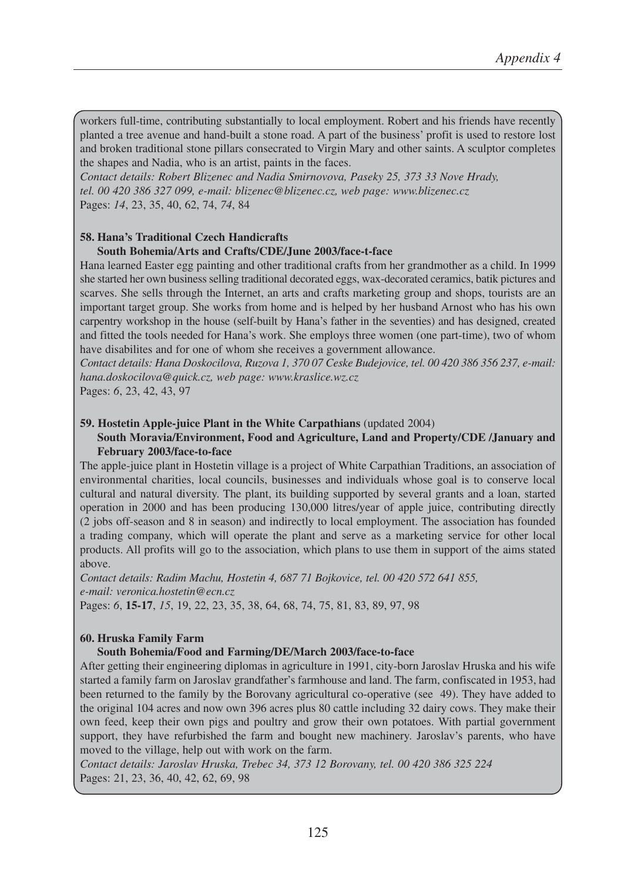workers full-time, contributing substantially to local employment. Robert and his friends have recently planted a tree avenue and hand-built a stone road. A part of the business' profit is used to restore lost and broken traditional stone pillars consecrated to Virgin Mary and other saints. A sculptor completes the shapes and Nadia, who is an artist, paints in the faces.
*Contact details: Robert Blizenec and Nadia Smirnovova, Paseky 25, 373 33 Nove Hrady, tel. 00 420 386 327 099, e-mail: blizenec@blizenec.cz, web page: www.blizenec.cz*
Pages: *14*, 23, 35, 40, 62, 74, *74*, 84

**58. Hana's Traditional Czech Handicrafts**
**South Bohemia/Arts and Crafts/CDE/June 2003/face-t-face**
Hana learned Easter egg painting and other traditional crafts from her grandmother as a child. In 1999 she started her own business selling traditional decorated eggs, wax-decorated ceramics, batik pictures and scarves. She sells through the Internet, an arts and crafts marketing group and shops, tourists are an important target group. She works from home and is helped by her husband Arnost who has his own carpentry workshop in the house (self-built by Hana's father in the seventies) and has designed, created and fitted the tools needed for Hana's work. She employs three women (one part-time), two of whom have disabilites and for one of whom she receives a government allowance.
*Contact details: Hana Doskocilova, Ruzova 1, 370 07 Ceske Budejovice, tel. 00 420 386 356 237, e-mail: hana.doskocilova@quick.cz, web page: www.kraslice.wz.cz*
Pages: *6*, 23, 42, 43, 97

**59. Hostetin Apple-juice Plant in the White Carpathians** (updated 2004)
**South Moravia/Environment, Food and Agriculture, Land and Property/CDE /January and February 2003/face-to-face**
The apple-juice plant in Hostetin village is a project of White Carpathian Traditions, an association of environmental charities, local councils, businesses and individuals whose goal is to conserve local cultural and natural diversity. The plant, its building supported by several grants and a loan, started operation in 2000 and has been producing 130,000 litres/year of apple juice, contributing directly (2 jobs off-season and 8 in season) and indirectly to local employment. The association has founded a trading company, which will operate the plant and serve as a marketing service for other local products. All profits will go to the association, which plans to use them in support of the aims stated above.
*Contact details: Radim Machu, Hostetin 4, 687 71 Bojkovice, tel. 00 420 572 641 855, e-mail: veronica.hostetin@ecn.cz*
Pages: *6*, **15-17**, *15*, 19, 22, 23, 35, 38, 64, 68, 74, 75, 81, 83, 89, 97, 98

**60. Hruska Family Farm**
**South Bohemia/Food and Farming/DE/March 2003/face-to-face**
After getting their engineering diplomas in agriculture in 1991, city-born Jaroslav Hruska and his wife started a family farm on Jaroslav grandfather's farmhouse and land. The farm, confiscated in 1953, had been returned to the family by the Borovany agricultural co-operative (see 49). They have added to the original 104 acres and now own 396 acres plus 80 cattle including 32 dairy cows. They make their own feed, keep their own pigs and poultry and grow their own potatoes. With partial government support, they have refurbished the farm and bought new machinery. Jaroslav's parents, who have moved to the village, help out with work on the farm.
*Contact details: Jaroslav Hruska, Trebec 34, 373 12 Borovany, tel. 00 420 386 325 224*
Pages: 21, 23, 36, 40, 42, 62, 69, 98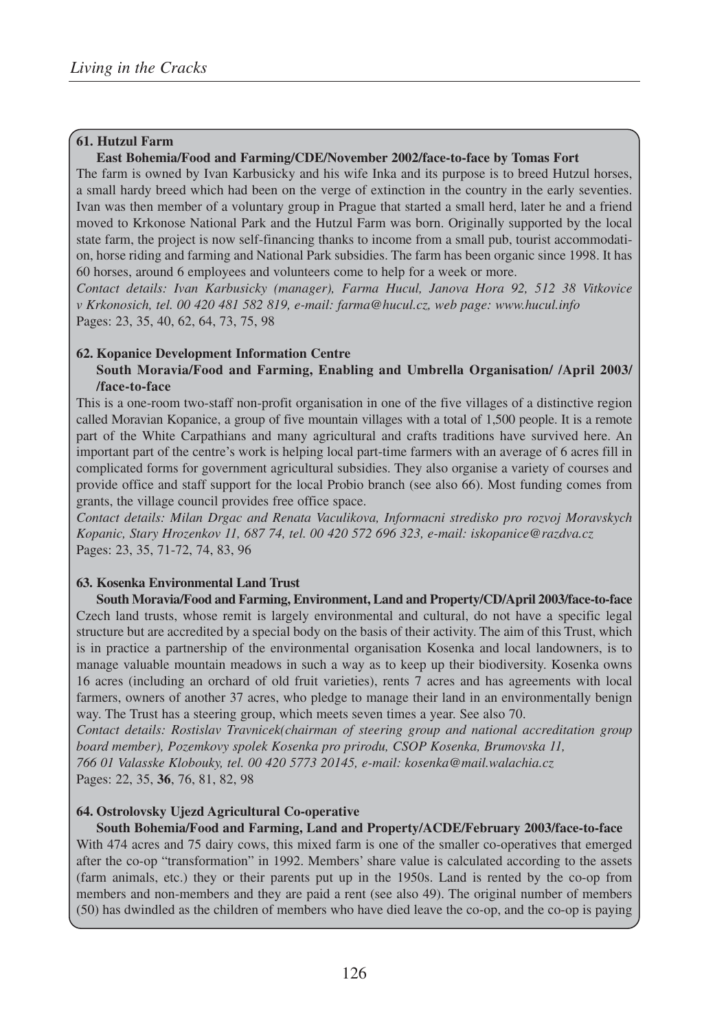**61. Hutzul Farm**

**East Bohemia/Food and Farming/CDE/November 2002/face-to-face by Tomas Fort**

The farm is owned by Ivan Karbusicky and his wife Inka and its purpose is to breed Hutzul horses, a small hardy breed which had been on the verge of extinction in the country in the early seventies. Ivan was then member of a voluntary group in Prague that started a small herd, later he and a friend moved to Krkonose National Park and the Hutzul Farm was born. Originally supported by the local state farm, the project is now self-financing thanks to income from a small pub, tourist accommodation, horse riding and farming and National Park subsidies. The farm has been organic since 1998. It has 60 horses, around 6 employees and volunteers come to help for a week or more.

*Contact details: Ivan Karbusicky (manager), Farma Hucul, Janova Hora 92, 512 38 Vitkovice v Krkonosich, tel. 00 420 481 582 819, e-mail: farma@hucul.cz, web page: www.hucul.info*

Pages: 23, 35, 40, 62, 64, 73, 75, 98

**62. Kopanice Development Information Centre**

**South Moravia/Food and Farming, Enabling and Umbrella Organisation/ /April 2003/ /face-to-face**

This is a one-room two-staff non-profit organisation in one of the five villages of a distinctive region called Moravian Kopanice, a group of five mountain villages with a total of 1,500 people. It is a remote part of the White Carpathians and many agricultural and crafts traditions have survived here. An important part of the centre's work is helping local part-time farmers with an average of 6 acres fill in complicated forms for government agricultural subsidies. They also organise a variety of courses and provide office and staff support for the local Probio branch (see also 66). Most funding comes from grants, the village council provides free office space.

*Contact details: Milan Drgac and Renata Vaculikova, Informacni stredisko pro rozvoj Moravskych Kopanic, Stary Hrozenkov 11, 687 74, tel. 00 420 572 696 323, e-mail: iskopanice@razdva.cz*

Pages: 23, 35, 71-72, 74, 83, 96

**63. Kosenka Environmental Land Trust**

**South Moravia/Food and Farming, Environment, Land and Property/CD/April 2003/face-to-face**

Czech land trusts, whose remit is largely environmental and cultural, do not have a specific legal structure but are accredited by a special body on the basis of their activity. The aim of this Trust, which is in practice a partnership of the environmental organisation Kosenka and local landowners, is to manage valuable mountain meadows in such a way as to keep up their biodiversity. Kosenka owns 16 acres (including an orchard of old fruit varieties), rents 7 acres and has agreements with local farmers, owners of another 37 acres, who pledge to manage their land in an environmentally benign way. The Trust has a steering group, which meets seven times a year. See also 70.

*Contact details: Rostislav Travnicek(chairman of steering group and national accreditation group board member), Pozemkovy spolek Kosenka pro prirodu, CSOP Kosenka, Brumovska 11, 766 01 Valasske Klobouky, tel. 00 420 5773 20145, e-mail: kosenka@mail.walachia.cz*

Pages: 22, 35, **36**, 76, 81, 82, 98

**64. Ostrolovsky Ujezd Agricultural Co-operative**

**South Bohemia/Food and Farming, Land and Property/ACDE/February 2003/face-to-face**

With 474 acres and 75 dairy cows, this mixed farm is one of the smaller co-operatives that emerged after the co-op "transformation" in 1992. Members' share value is calculated according to the assets (farm animals, etc.) they or their parents put up in the 1950s. Land is rented by the co-op from members and non-members and they are paid a rent (see also 49). The original number of members (50) has dwindled as the children of members who have died leave the co-op, and the co-op is paying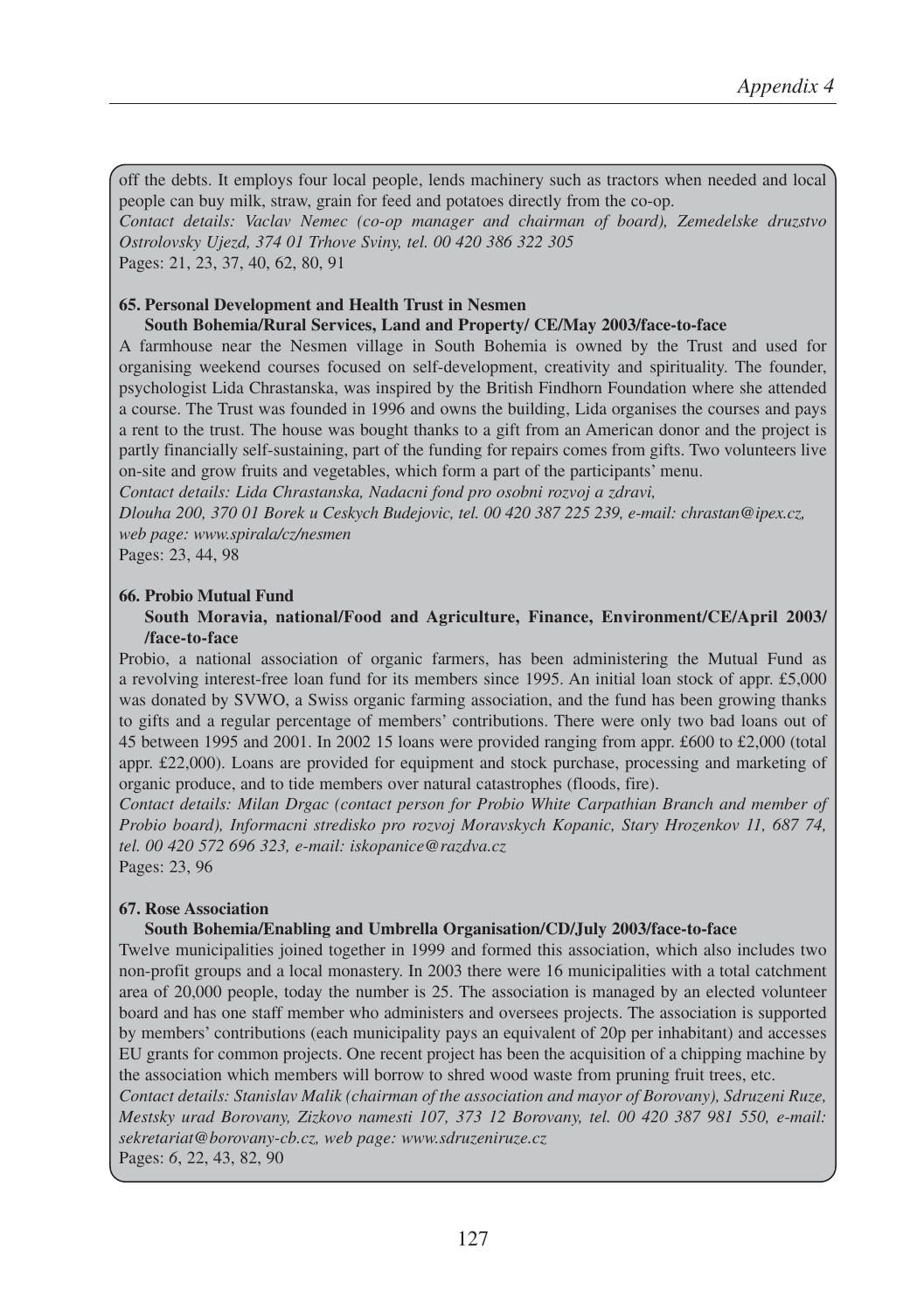off the debts. It employs four local people, lends machinery such as tractors when needed and local people can buy milk, straw, grain for feed and potatoes directly from the co-op.
*Contact details: Vaclav Nemec (co-op manager and chairman of board), Zemedelske druzstvo Ostrolovsky Ujezd, 374 01 Trhove Sviny, tel. 00 420 386 322 305*
Pages: 21, 23, 37, 40, 62, 80, 91

**65. Personal Development and Health Trust in Nesmen**

**South Bohemia/Rural Services, Land and Property/ CE/May 2003/face-to-face**

A farmhouse near the Nesmen village in South Bohemia is owned by the Trust and used for organising weekend courses focused on self-development, creativity and spirituality. The founder, psychologist Lida Chrastanska, was inspired by the British Findhorn Foundation where she attended a course. The Trust was founded in 1996 and owns the building, Lida organises the courses and pays a rent to the trust. The house was bought thanks to a gift from an American donor and the project is partly financially self-sustaining, part of the funding for repairs comes from gifts. Two volunteers live on-site and grow fruits and vegetables, which form a part of the participants' menu.
*Contact details: Lida Chrastanska, Nadacni fond pro osobni rozvoj a zdravi,*
*Dlouha 200, 370 01 Borek u Ceskych Budejovic, tel. 00 420 387 225 239, e-mail: chrastan@ipex.cz, web page: www.spirala/cz/nesmen*
Pages: 23, 44, 98

**66. Probio Mutual Fund**

**South Moravia, national/Food and Agriculture, Finance, Environment/CE/April 2003/ /face-to-face**

Probio, a national association of organic farmers, has been administering the Mutual Fund as a revolving interest-free loan fund for its members since 1995. An initial loan stock of appr. £5,000 was donated by SVWO, a Swiss organic farming association, and the fund has been growing thanks to gifts and a regular percentage of members' contributions. There were only two bad loans out of 45 between 1995 and 2001. In 2002 15 loans were provided ranging from appr. £600 to £2,000 (total appr. £22,000). Loans are provided for equipment and stock purchase, processing and marketing of organic produce, and to tide members over natural catastrophes (floods, fire).
*Contact details: Milan Drgac (contact person for Probio White Carpathian Branch and member of Probio board), Informacni stredisko pro rozvoj Moravskych Kopanic, Stary Hrozenkov 11, 687 74, tel. 00 420 572 696 323, e-mail: iskopanice@razdva.cz*
Pages: 23, 96

**67. Rose Association**

**South Bohemia/Enabling and Umbrella Organisation/CD/July 2003/face-to-face**

Twelve municipalities joined together in 1999 and formed this association, which also includes two non-profit groups and a local monastery. In 2003 there were 16 municipalities with a total catchment area of 20,000 people, today the number is 25. The association is managed by an elected volunteer board and has one staff member who administers and oversees projects. The association is supported by members' contributions (each municipality pays an equivalent of 20p per inhabitant) and accesses EU grants for common projects. One recent project has been the acquisition of a chipping machine by the association which members will borrow to shred wood waste from pruning fruit trees, etc.
*Contact details: Stanislav Malik (chairman of the association and mayor of Borovany), Sdruzeni Ruze, Mestsky urad Borovany, Zizkovo namesti 107, 373 12 Borovany, tel. 00 420 387 981 550, e-mail: sekretariat@borovany-cb.cz, web page: www.sdruzeniruze.cz*
Pages: *6*, 22, 43, 82, 90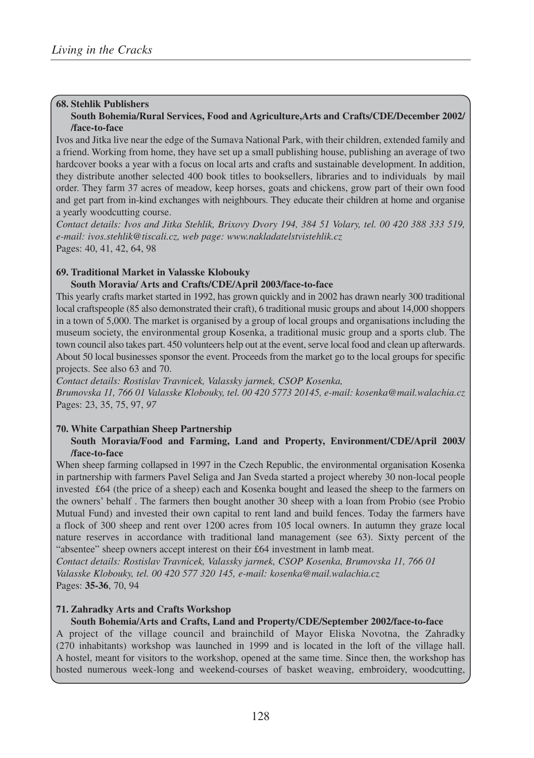**68. Stehlik Publishers**

**South Bohemia/Rural Services, Food and Agriculture,Arts and Crafts/CDE/December 2002/ /face-to-face**

Ivos and Jitka live near the edge of the Sumava National Park, with their children, extended family and a friend. Working from home, they have set up a small publishing house, publishing an average of two hardcover books a year with a focus on local arts and crafts and sustainable development. In addition, they distribute another selected 400 book titles to booksellers, libraries and to individuals by mail order. They farm 37 acres of meadow, keep horses, goats and chickens, grow part of their own food and get part from in-kind exchanges with neighbours. They educate their children at home and organise a yearly woodcutting course.

*Contact details: Ivos and Jitka Stehlik, Brixovy Dvory 194, 384 51 Volary, tel. 00 420 388 333 519, e-mail: ivos.stehlik@tiscali.cz, web page: www.nakladatelstvistehlik.cz*

Pages: 40, 41, 42, 64, 98

**69. Traditional Market in Valasske Klobouky**

**South Moravia/ Arts and Crafts/CDE/April 2003/face-to-face**

This yearly crafts market started in 1992, has grown quickly and in 2002 has drawn nearly 300 traditional local craftspeople (85 also demonstrated their craft), 6 traditional music groups and about 14,000 shoppers in a town of 5,000. The market is organised by a group of local groups and organisations including the museum society, the environmental group Kosenka, a traditional music group and a sports club. The town council also takes part. 450 volunteers help out at the event, serve local food and clean up afterwards. About 50 local businesses sponsor the event. Proceeds from the market go to the local groups for specific projects. See also 63 and 70.

*Contact details: Rostislav Travnicek, Valassky jarmek, CSOP Kosenka,*
*Brumovska 11, 766 01 Valasske Klobouky, tel. 00 420 5773 20145, e-mail: kosenka@mail.walachia.cz*

Pages: 23, 35, 75, 97, *97*

**70. White Carpathian Sheep Partnership**

**South Moravia/Food and Farming, Land and Property, Environment/CDE/April 2003/ /face-to-face**

When sheep farming collapsed in 1997 in the Czech Republic, the environmental organisation Kosenka in partnership with farmers Pavel Seliga and Jan Sveda started a project whereby 30 non-local people invested £64 (the price of a sheep) each and Kosenka bought and leased the sheep to the farmers on the owners' behalf . The farmers then bought another 30 sheep with a loan from Probio (see Probio Mutual Fund) and invested their own capital to rent land and build fences. Today the farmers have a flock of 300 sheep and rent over 1200 acres from 105 local owners. In autumn they graze local nature reserves in accordance with traditional land management (see 63). Sixty percent of the "absentee" sheep owners accept interest on their £64 investment in lamb meat.

*Contact details: Rostislav Travnicek, Valassky jarmek, CSOP Kosenka, Brumovska 11, 766 01 Valasske Klobouky, tel. 00 420 577 320 145, e-mail: kosenka@mail.walachia.cz*

Pages: **35-36**, 70, 94

**71. Zahradky Arts and Crafts Workshop**

**South Bohemia/Arts and Crafts, Land and Property/CDE/September 2002/face-to-face**

A project of the village council and brainchild of Mayor Eliska Novotna, the Zahradky (270 inhabitants) workshop was launched in 1999 and is located in the loft of the village hall. A hostel, meant for visitors to the workshop, opened at the same time. Since then, the workshop has hosted numerous week-long and weekend-courses of basket weaving, embroidery, woodcutting,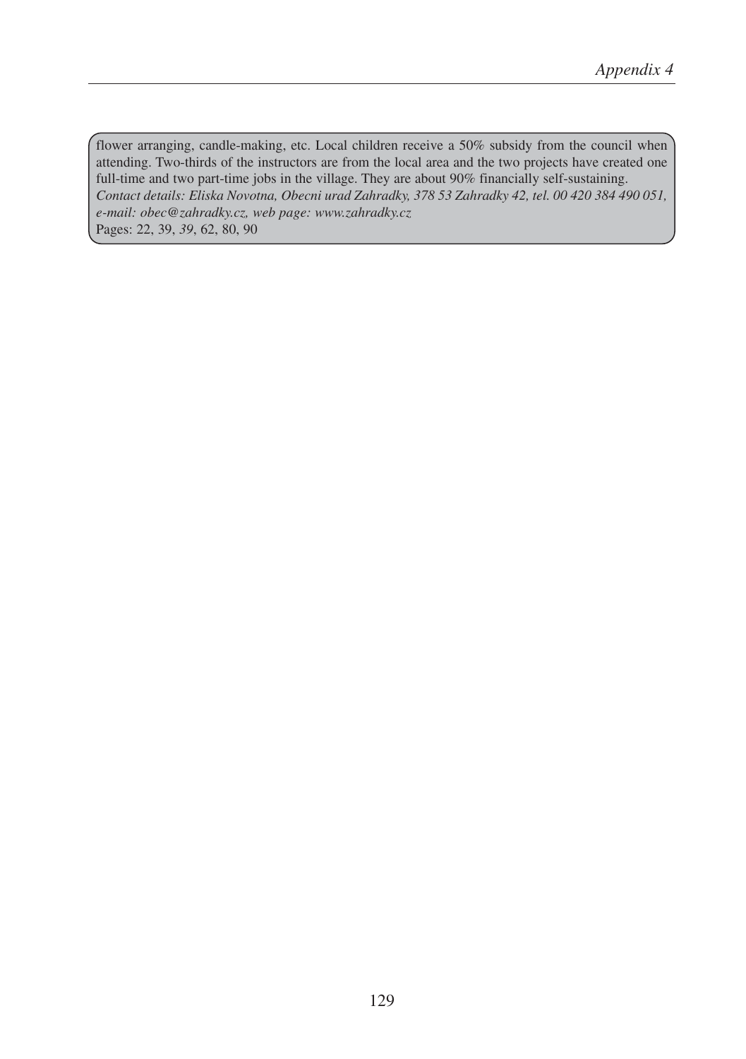flower arranging, candle-making, etc. Local children receive a 50% subsidy from the council when attending. Two-thirds of the instructors are from the local area and the two projects have created one full-time and two part-time jobs in the village. They are about 90% financially self-sustaining.
*Contact details: Eliska Novotna, Obecni urad Zahradky, 378 53 Zahradky 42, tel. 00 420 384 490 051, e-mail: obec@zahradky.cz, web page: www.zahradky.cz*
Pages: 22, 39, *39*, 62, 80, 90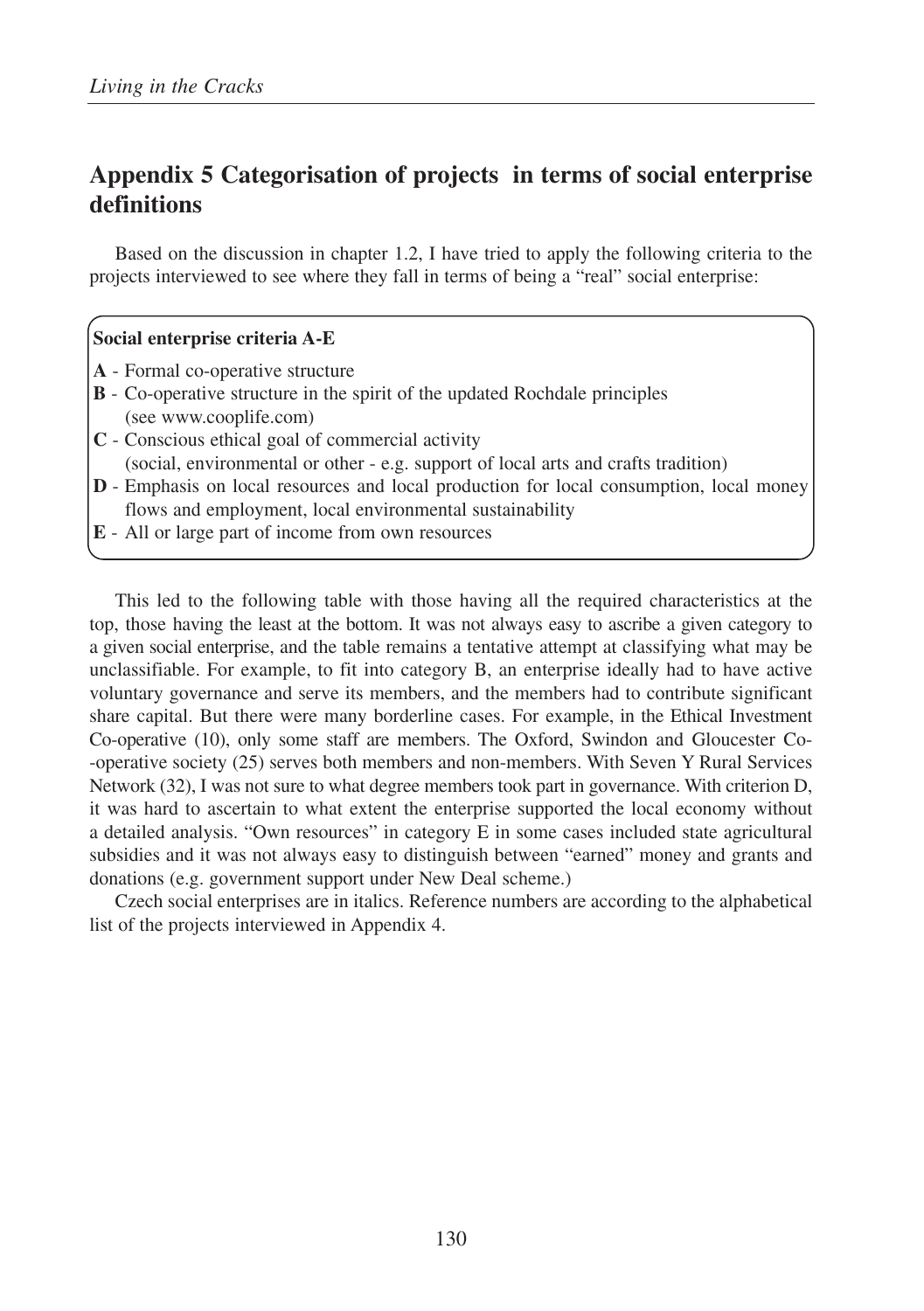## Appendix 5 Categorisation of projects in terms of social enterprise definitions

Based on the discussion in chapter 1.2, I have tried to apply the following criteria to the projects interviewed to see where they fall in terms of being a "real" social enterprise:

**Social enterprise criteria A-E**

**A** - Formal co-operative structure
**B** - Co-operative structure in the spirit of the updated Rochdale principles (see www.cooplife.com)
**C** - Conscious ethical goal of commercial activity (social, environmental or other - e.g. support of local arts and crafts tradition)
**D** - Emphasis on local resources and local production for local consumption, local money flows and employment, local environmental sustainability
**E** - All or large part of income from own resources

This led to the following table with those having all the required characteristics at the top, those having the least at the bottom. It was not always easy to ascribe a given category to a given social enterprise, and the table remains a tentative attempt at classifying what may be unclassifiable. For example, to fit into category B, an enterprise ideally had to have active voluntary governance and serve its members, and the members had to contribute significant share capital. But there were many borderline cases. For example, in the Ethical Investment Co-operative (10), only some staff are members. The Oxford, Swindon and Gloucester Co--operative society (25) serves both members and non-members. With Seven Y Rural Services Network (32), I was not sure to what degree members took part in governance. With criterion D, it was hard to ascertain to what extent the enterprise supported the local economy without a detailed analysis. "Own resources" in category E in some cases included state agricultural subsidies and it was not always easy to distinguish between "earned" money and grants and donations (e.g. government support under New Deal scheme.)

Czech social enterprises are in italics. Reference numbers are according to the alphabetical list of the projects interviewed in Appendix 4.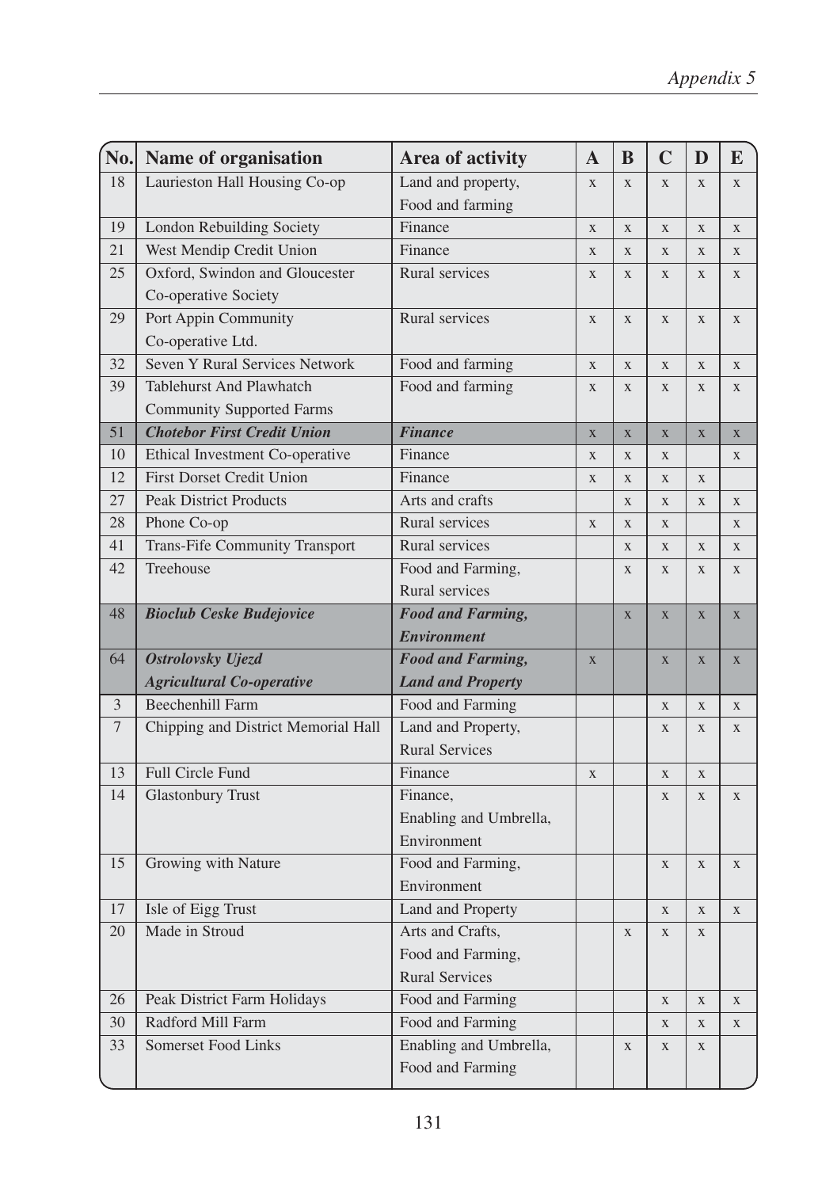| No. | Name of organisation | Area of activity | A | B | C | D | E |
|---|---|---|---|---|---|---|---|
| 18 | Laurieston Hall Housing Co-op | Land and property, Food and farming | x | x | x | x | x |
| 19 | London Rebuilding Society | Finance | x | x | x | x | x |
| 21 | West Mendip Credit Union | Finance | x | x | x | x | x |
| 25 | Oxford, Swindon and Gloucester Co-operative Society | Rural services | x | x | x | x | x |
| 29 | Port Appin Community Co-operative Ltd. | Rural services | x | x | x | x | x |
| 32 | Seven Y Rural Services Network | Food and farming | x | x | x | x | x |
| 39 | Tablehurst And Plawhatch Community Supported Farms | Food and farming | x | x | x | x | x |
| 51 | ***Chotebor First Credit Union*** | ***Finance*** | x | x | x | x | x |
| 10 | Ethical Investment Co-operative | Finance | x | x | x |  | x |
| 12 | First Dorset Credit Union | Finance | x | x | x | x |  |
| 27 | Peak District Products | Arts and crafts |  | x | x | x | x |
| 28 | Phone Co-op | Rural services | x | x | x |  | x |
| 41 | Trans-Fife Community Transport | Rural services |  | x | x | x | x |
| 42 | Treehouse | Food and Farming, Rural services |  | x | x | x | x |
| 48 | ***Bioclub Ceske Budejovice*** | ***Food and Farming, Environment*** |  | x | x | x | x |
| 64 | ***Ostrolovsky Ujezd Agricultural Co-operative*** | ***Food and Farming, Land and Property*** | x |  | x | x | x |
| 3 | Beechenhill Farm | Food and Farming |  |  | x | x | x |
| 7 | Chipping and District Memorial Hall | Land and Property, Rural Services |  |  | x | x | x |
| 13 | Full Circle Fund | Finance | x |  | x | x |  |
| 14 | Glastonbury Trust | Finance, Enabling and Umbrella, Environment |  |  | x | x | x |
| 15 | Growing with Nature | Food and Farming, Environment |  |  | x | x | x |
| 17 | Isle of Eigg Trust | Land and Property |  |  | x | x | x |
| 20 | Made in Stroud | Arts and Crafts, Food and Farming, Rural Services |  | x | x | x |  |
| 26 | Peak District Farm Holidays | Food and Farming |  |  | x | x | x |
| 30 | Radford Mill Farm | Food and Farming |  |  | x | x | x |
| 33 | Somerset Food Links | Enabling and Umbrella, Food and Farming |  | x | x | x |  |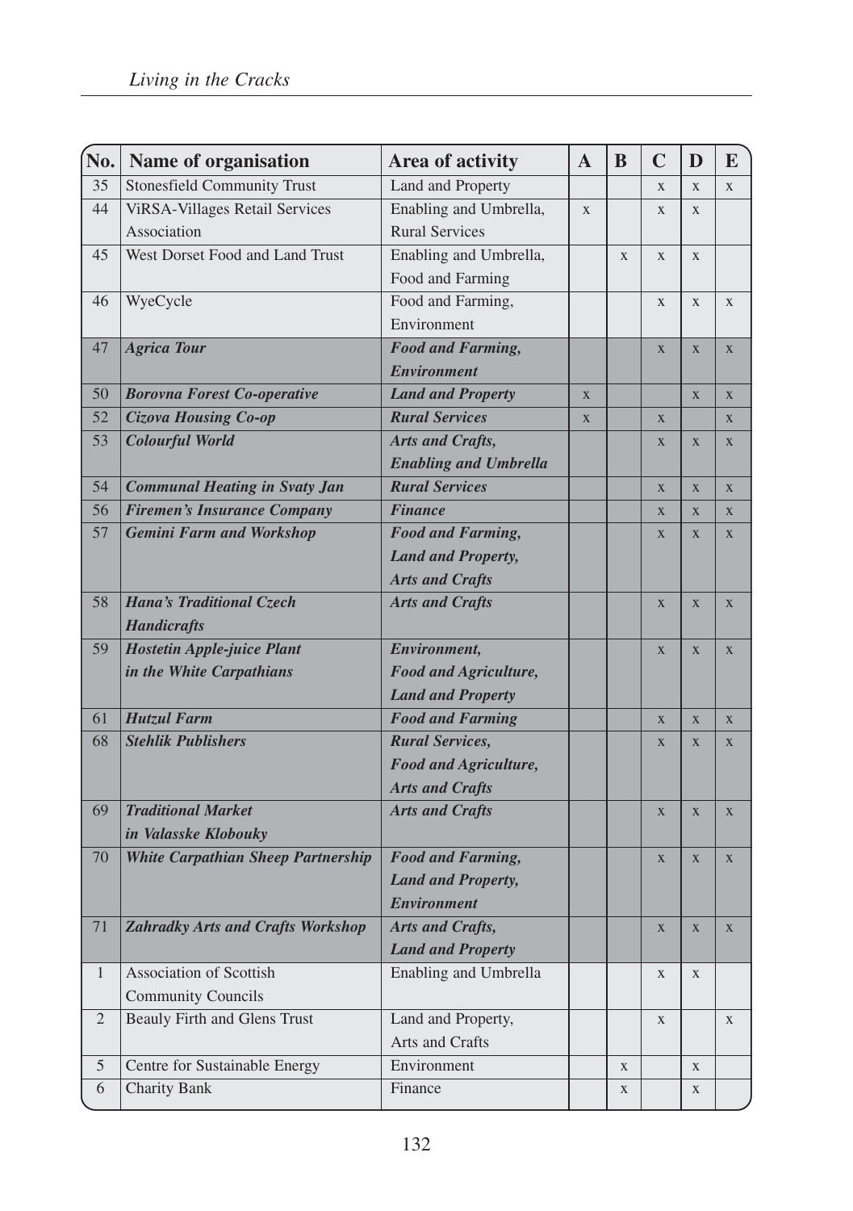| No. | Name of organisation | Area of activity | A | B | C | D | E |
|---|---|---|---|---|---|---|---|
| 35 | Stonesfield Community Trust | Land and Property | | | x | x | x |
| 44 | ViRSA-Villages Retail Services Association | Enabling and Umbrella, Rural Services | x | | x | x | |
| 45 | West Dorset Food and Land Trust | Enabling and Umbrella, Food and Farming | | x | x | x | |
| 46 | WyeCycle | Food and Farming, Environment | | | x | x | x |
| 47 | ***Agrica Tour*** | ***Food and Farming, Environment*** | | | x | x | x |
| 50 | ***Borovna Forest Co-operative*** | ***Land and Property*** | x | | | x | x |
| 52 | ***Cizova Housing Co-op*** | ***Rural Services*** | x | | x | | x |
| 53 | ***Colourful World*** | ***Arts and Crafts, Enabling and Umbrella*** | | | x | x | x |
| 54 | ***Communal Heating in Svaty Jan*** | ***Rural Services*** | | | x | x | x |
| 56 | ***Firemen's Insurance Company*** | ***Finance*** | | | x | x | x |
| 57 | ***Gemini Farm and Workshop*** | ***Food and Farming, Land and Property, Arts and Crafts*** | | | x | x | x |
| 58 | ***Hana's Traditional Czech Handicrafts*** | ***Arts and Crafts*** | | | x | x | x |
| 59 | ***Hostetin Apple-juice Plant in the White Carpathians*** | ***Environment, Food and Agriculture, Land and Property*** | | | x | x | x |
| 61 | ***Hutzul Farm*** | ***Food and Farming*** | | | x | x | x |
| 68 | ***Stehlik Publishers*** | ***Rural Services, Food and Agriculture, Arts and Crafts*** | | | x | x | x |
| 69 | ***Traditional Market in Valasske Klobouky*** | ***Arts and Crafts*** | | | x | x | x |
| 70 | ***White Carpathian Sheep Partnership*** | ***Food and Farming, Land and Property, Environment*** | | | x | x | x |
| 71 | ***Zahradky Arts and Crafts Workshop*** | ***Arts and Crafts, Land and Property*** | | | x | x | x |
| 1 | Association of Scottish Community Councils | Enabling and Umbrella | | | x | x | |
| 2 | Beauly Firth and Glens Trust | Land and Property, Arts and Crafts | | | x | | x |
| 5 | Centre for Sustainable Energy | Environment | | x | | x | |
| 6 | Charity Bank | Finance | | x | | x | |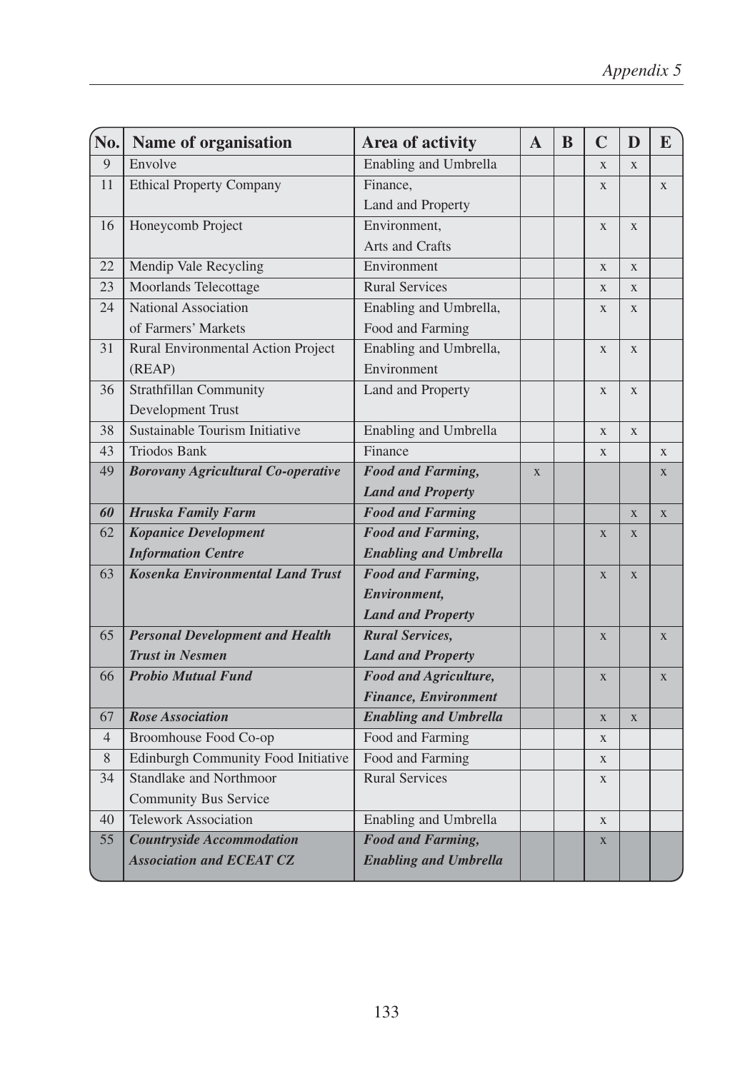| No. | Name of organisation | Area of activity | A | B | C | D | E |
|---|---|---|---|---|---|---|---|
| 9 | Envolve | Enabling and Umbrella | | | x | x | |
| 11 | Ethical Property Company | Finance, Land and Property | | | x | | x |
| 16 | Honeycomb Project | Environment, Arts and Crafts | | | x | x | |
| 22 | Mendip Vale Recycling | Environment | | | x | x | |
| 23 | Moorlands Telecottage | Rural Services | | | x | x | |
| 24 | National Association of Farmers' Markets | Enabling and Umbrella, Food and Farming | | | x | x | |
| 31 | Rural Environmental Action Project (REAP) | Enabling and Umbrella, Environment | | | x | x | |
| 36 | Strathfillan Community Development Trust | Land and Property | | | x | x | |
| 38 | Sustainable Tourism Initiative | Enabling and Umbrella | | | x | x | |
| 43 | Triodos Bank | Finance | | | x | | x |
| 49 | ***Borovany Agricultural Co-operative*** | ***Food and Farming, Land and Property*** | x | | | | x |
| ***60*** | ***Hruska Family Farm*** | ***Food and Farming*** | | | | x | x |
| 62 | ***Kopanice Development Information Centre*** | ***Food and Farming, Enabling and Umbrella*** | | | x | x | |
| 63 | ***Kosenka Environmental Land Trust*** | ***Food and Farming, Environment, Land and Property*** | | | x | x | |
| 65 | ***Personal Development and Health Trust in Nesmen*** | ***Rural Services, Land and Property*** | | | x | | x |
| 66 | ***Probio Mutual Fund*** | ***Food and Agriculture, Finance, Environment*** | | | x | | x |
| 67 | ***Rose Association*** | ***Enabling and Umbrella*** | | | x | x | |
| 4 | Broomhouse Food Co-op | Food and Farming | | | x | | |
| 8 | Edinburgh Community Food Initiative | Food and Farming | | | x | | |
| 34 | Standlake and Northmoor Community Bus Service | Rural Services | | | x | | |
| 40 | Telework Association | Enabling and Umbrella | | | x | | |
| 55 | ***Countryside Accommodation Association and ECEAT CZ*** | ***Food and Farming, Enabling and Umbrella*** | | | x | | |